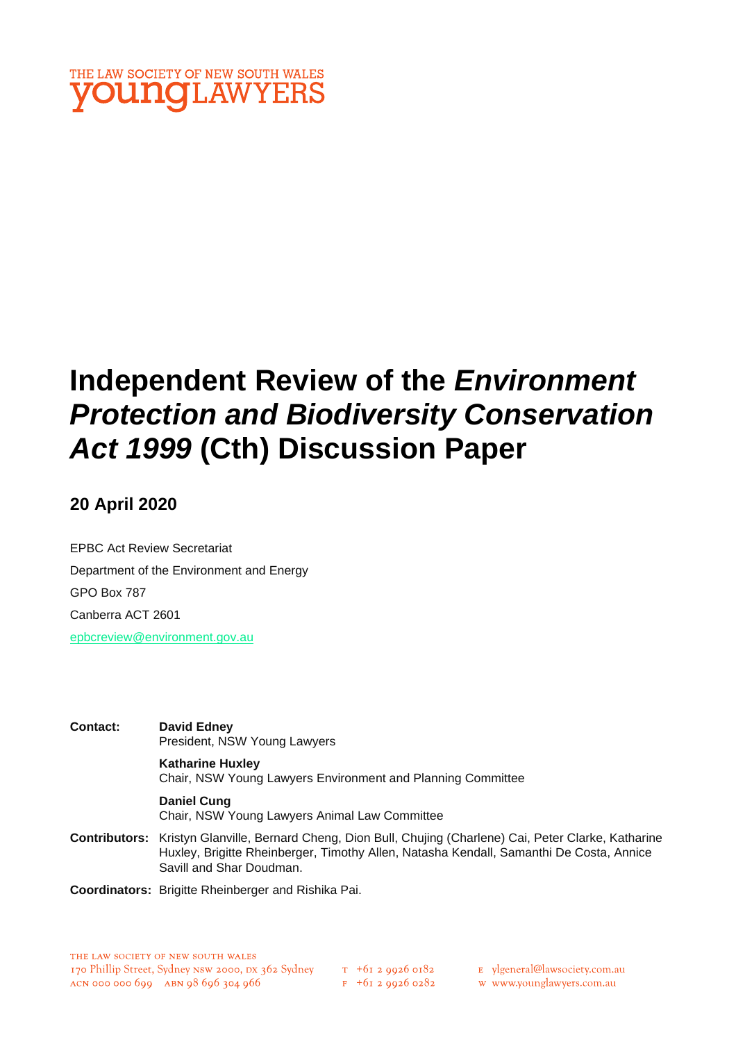THE LAW SOCIETY OF NEW SOUTH WALES
**young**LAWYERS

# Independent Review of the *Environment Protection and Biodiversity Conservation Act 1999* (Cth) Discussion Paper

## 20 April 2020

EPBC Act Review Secretariat

Department of the Environment and Energy

GPO Box 787

Canberra ACT 2601

epbcreview@environment.gov.au

**Contact:** **David Edney**
President, NSW Young Lawyers

**Katharine Huxley**
Chair, NSW Young Lawyers Environment and Planning Committee

**Daniel Cung**
Chair, NSW Young Lawyers Animal Law Committee

**Contributors:** Kristyn Glanville, Bernard Cheng, Dion Bull, Chujing (Charlene) Cai, Peter Clarke, Katharine Huxley, Brigitte Rheinberger, Timothy Allen, Natasha Kendall, Samanthi De Costa, Annice Savill and Shar Doudman.

**Coordinators:** Brigitte Rheinberger and Rishika Pai.

THE LAW SOCIETY OF NEW SOUTH WALES
170 Phillip Street, Sydney NSW 2000, DX 362 Sydney
ACN 000 000 699 ABN 98 696 304 966

T +61 2 9926 0182
F +61 2 9926 0282

E ylgeneral@lawsociety.com.au
W www.younglawyers.com.au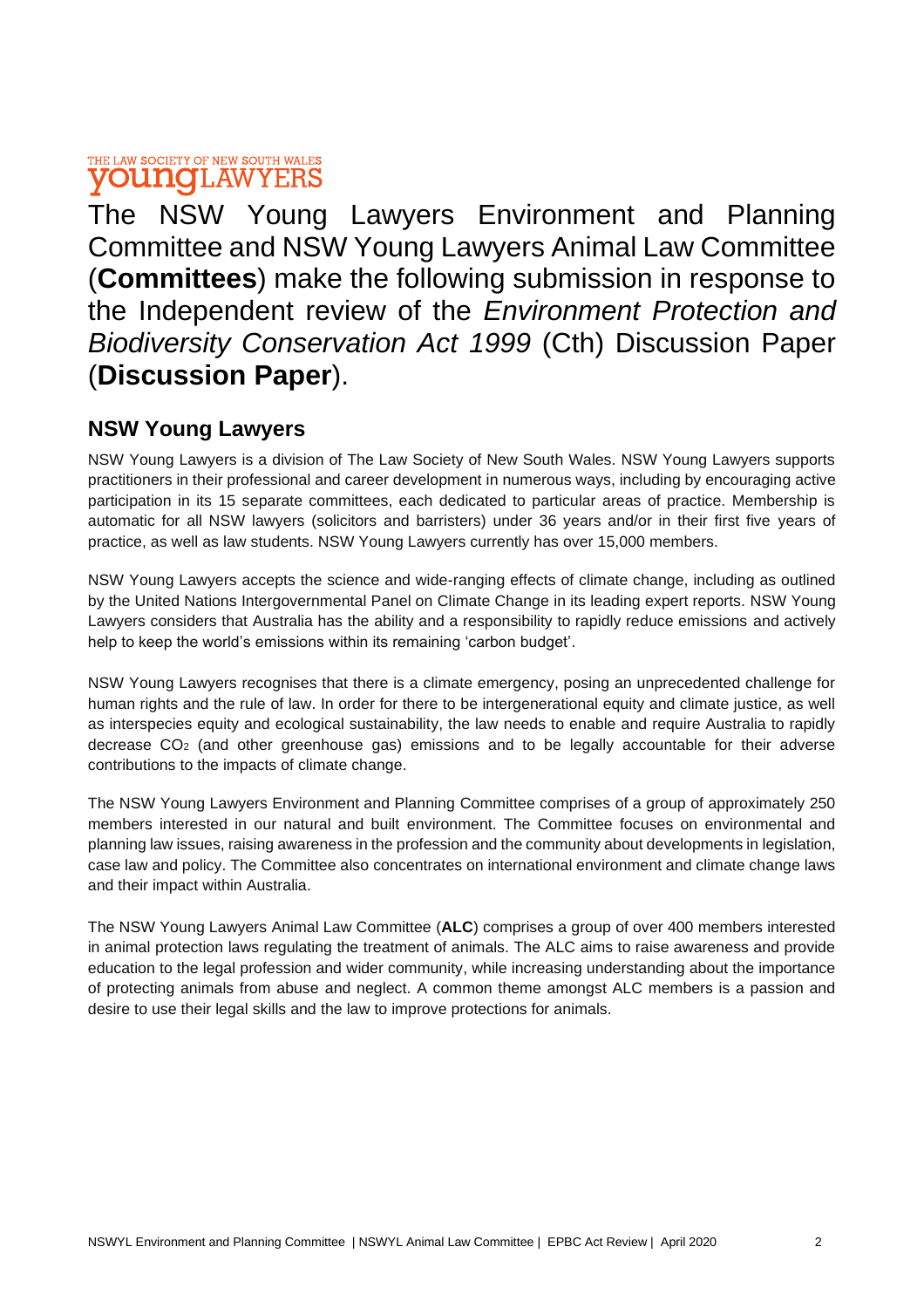The NSW Young Lawyers Environment and Planning Committee and NSW Young Lawyers Animal Law Committee (**Committees**) make the following submission in response to the Independent review of the *Environment Protection and Biodiversity Conservation Act 1999* (Cth) Discussion Paper (**Discussion Paper**).

## NSW Young Lawyers

NSW Young Lawyers is a division of The Law Society of New South Wales. NSW Young Lawyers supports practitioners in their professional and career development in numerous ways, including by encouraging active participation in its 15 separate committees, each dedicated to particular areas of practice. Membership is automatic for all NSW lawyers (solicitors and barristers) under 36 years and/or in their first five years of practice, as well as law students. NSW Young Lawyers currently has over 15,000 members.

NSW Young Lawyers accepts the science and wide-ranging effects of climate change, including as outlined by the United Nations Intergovernmental Panel on Climate Change in its leading expert reports. NSW Young Lawyers considers that Australia has the ability and a responsibility to rapidly reduce emissions and actively help to keep the world's emissions within its remaining 'carbon budget'.

NSW Young Lawyers recognises that there is a climate emergency, posing an unprecedented challenge for human rights and the rule of law. In order for there to be intergenerational equity and climate justice, as well as interspecies equity and ecological sustainability, the law needs to enable and require Australia to rapidly decrease $CO_2$ (and other greenhouse gas) emissions and to be legally accountable for their adverse contributions to the impacts of climate change.

The NSW Young Lawyers Environment and Planning Committee comprises of a group of approximately 250 members interested in our natural and built environment. The Committee focuses on environmental and planning law issues, raising awareness in the profession and the community about developments in legislation, case law and policy. The Committee also concentrates on international environment and climate change laws and their impact within Australia.

The NSW Young Lawyers Animal Law Committee (**ALC**) comprises a group of over 400 members interested in animal protection laws regulating the treatment of animals. The ALC aims to raise awareness and provide education to the legal profession and wider community, while increasing understanding about the importance of protecting animals from abuse and neglect. A common theme amongst ALC members is a passion and desire to use their legal skills and the law to improve protections for animals.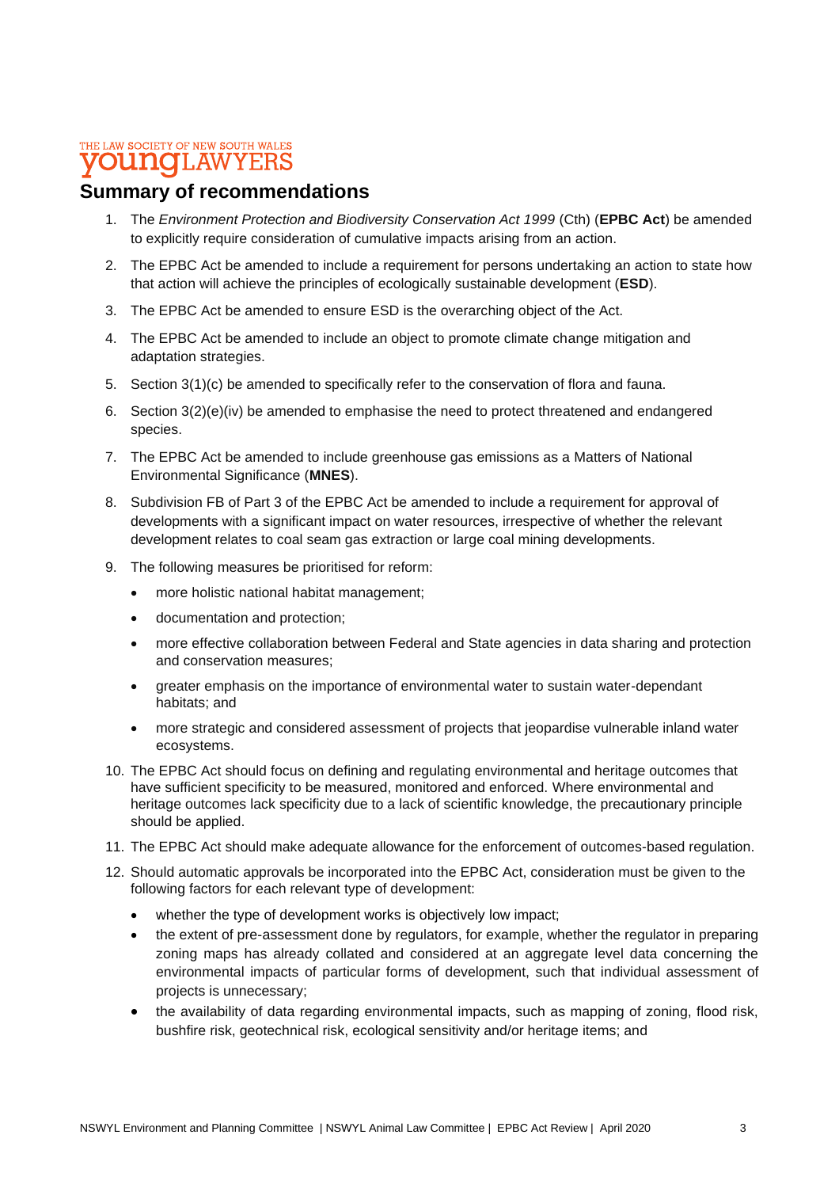## Summary of recommendations

1. The *Environment Protection and Biodiversity Conservation Act 1999* (Cth) (**EPBC Act**) be amended to explicitly require consideration of cumulative impacts arising from an action.
2. The EPBC Act be amended to include a requirement for persons undertaking an action to state how that action will achieve the principles of ecologically sustainable development (**ESD**).
3. The EPBC Act be amended to ensure ESD is the overarching object of the Act.
4. The EPBC Act be amended to include an object to promote climate change mitigation and adaptation strategies.
5. Section 3(1)(c) be amended to specifically refer to the conservation of flora and fauna.
6. Section 3(2)(e)(iv) be amended to emphasise the need to protect threatened and endangered species.
7. The EPBC Act be amended to include greenhouse gas emissions as a Matters of National Environmental Significance (**MNES**).
8. Subdivision FB of Part 3 of the EPBC Act be amended to include a requirement for approval of developments with a significant impact on water resources, irrespective of whether the relevant development relates to coal seam gas extraction or large coal mining developments.
9. The following measures be prioritised for reform:
   - more holistic national habitat management;
   - documentation and protection;
   - more effective collaboration between Federal and State agencies in data sharing and protection and conservation measures;
   - greater emphasis on the importance of environmental water to sustain water-dependant habitats; and
   - more strategic and considered assessment of projects that jeopardise vulnerable inland water ecosystems.
10. The EPBC Act should focus on defining and regulating environmental and heritage outcomes that have sufficient specificity to be measured, monitored and enforced. Where environmental and heritage outcomes lack specificity due to a lack of scientific knowledge, the precautionary principle should be applied.
11. The EPBC Act should make adequate allowance for the enforcement of outcomes-based regulation.
12. Should automatic approvals be incorporated into the EPBC Act, consideration must be given to the following factors for each relevant type of development:
    - whether the type of development works is objectively low impact;
    - the extent of pre-assessment done by regulators, for example, whether the regulator in preparing zoning maps has already collated and considered at an aggregate level data concerning the environmental impacts of particular forms of development, such that individual assessment of projects is unnecessary;
    - the availability of data regarding environmental impacts, such as mapping of zoning, flood risk, bushfire risk, geotechnical risk, ecological sensitivity and/or heritage items; and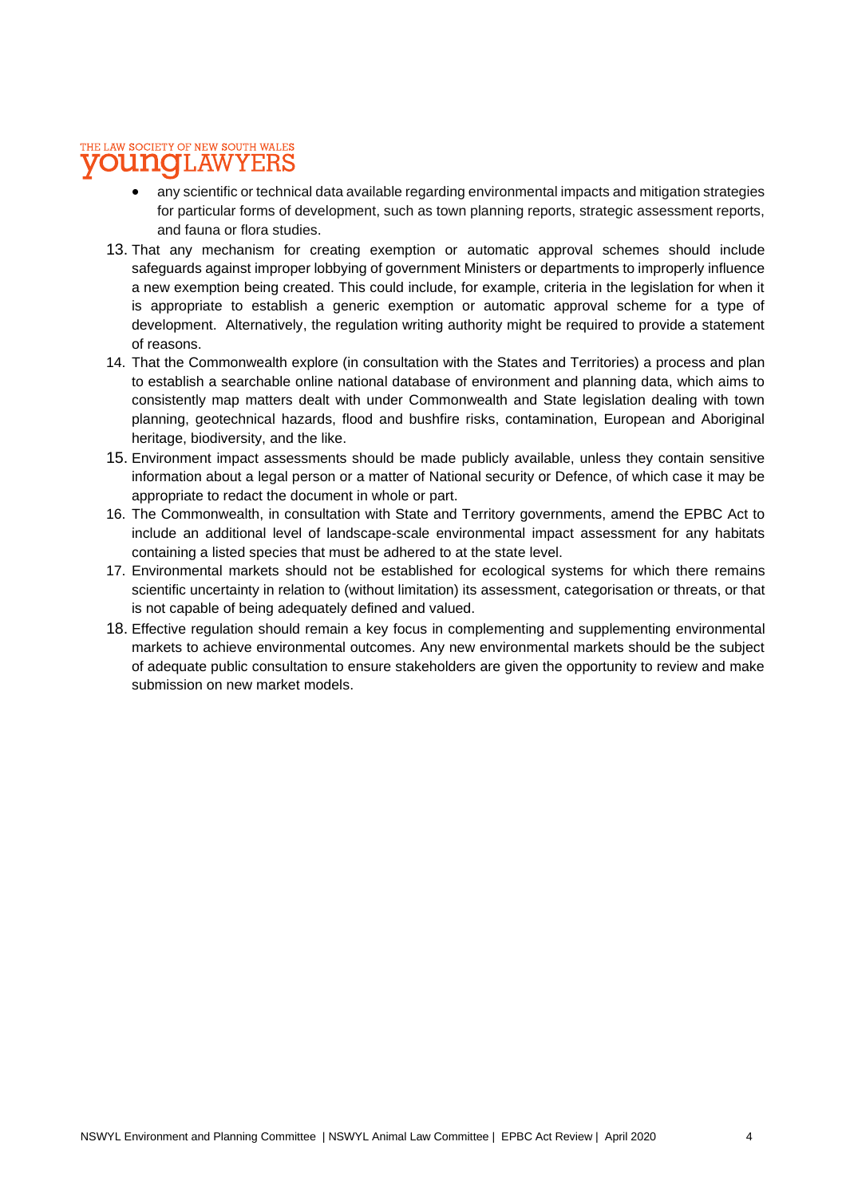- any scientific or technical data available regarding environmental impacts and mitigation strategies for particular forms of development, such as town planning reports, strategic assessment reports, and fauna or flora studies.

13. That any mechanism for creating exemption or automatic approval schemes should include safeguards against improper lobbying of government Ministers or departments to improperly influence a new exemption being created. This could include, for example, criteria in the legislation for when it is appropriate to establish a generic exemption or automatic approval scheme for a type of development. Alternatively, the regulation writing authority might be required to provide a statement of reasons.
14. That the Commonwealth explore (in consultation with the States and Territories) a process and plan to establish a searchable online national database of environment and planning data, which aims to consistently map matters dealt with under Commonwealth and State legislation dealing with town planning, geotechnical hazards, flood and bushfire risks, contamination, European and Aboriginal heritage, biodiversity, and the like.
15. Environment impact assessments should be made publicly available, unless they contain sensitive information about a legal person or a matter of National security or Defence, of which case it may be appropriate to redact the document in whole or part.
16. The Commonwealth, in consultation with State and Territory governments, amend the EPBC Act to include an additional level of landscape-scale environmental impact assessment for any habitats containing a listed species that must be adhered to at the state level.
17. Environmental markets should not be established for ecological systems for which there remains scientific uncertainty in relation to (without limitation) its assessment, categorisation or threats, or that is not capable of being adequately defined and valued.
18. Effective regulation should remain a key focus in complementing and supplementing environmental markets to achieve environmental outcomes. Any new environmental markets should be the subject of adequate public consultation to ensure stakeholders are given the opportunity to review and make submission on new market models.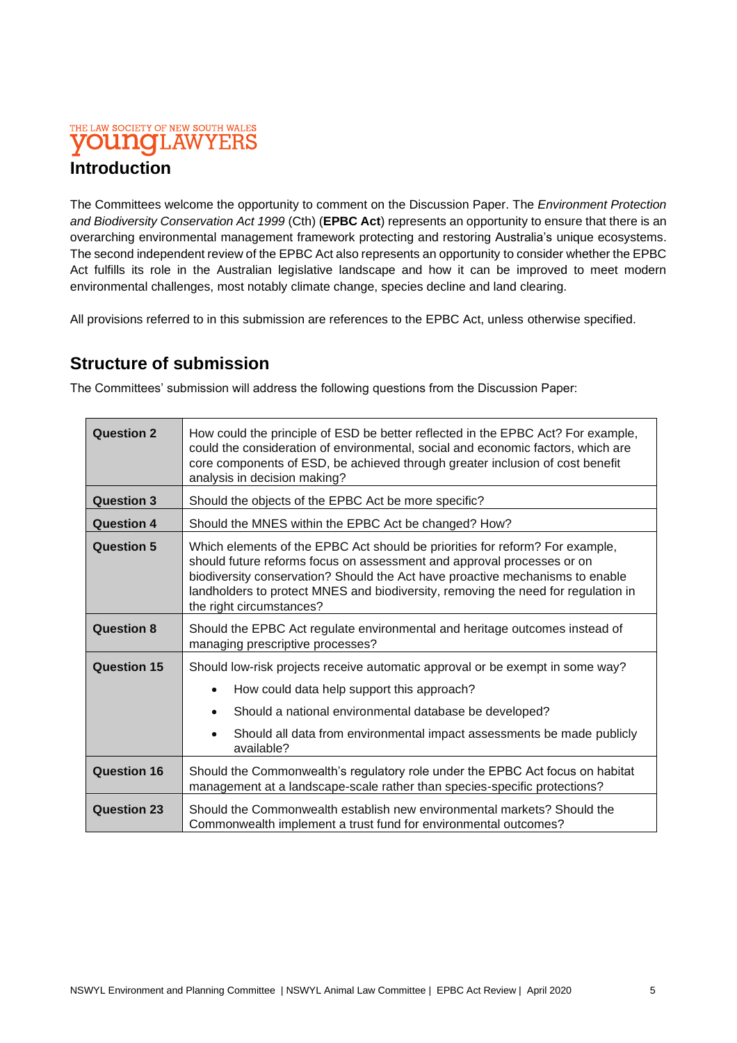## Introduction

The Committees welcome the opportunity to comment on the Discussion Paper. The *Environment Protection and Biodiversity Conservation Act 1999* (Cth) (**EPBC Act**) represents an opportunity to ensure that there is an overarching environmental management framework protecting and restoring Australia's unique ecosystems. The second independent review of the EPBC Act also represents an opportunity to consider whether the EPBC Act fulfills its role in the Australian legislative landscape and how it can be improved to meet modern environmental challenges, most notably climate change, species decline and land clearing.

All provisions referred to in this submission are references to the EPBC Act, unless otherwise specified.

## Structure of submission

The Committees' submission will address the following questions from the Discussion Paper:

| | |
|---|---|
| **Question 2** | How could the principle of ESD be better reflected in the EPBC Act? For example, could the consideration of environmental, social and economic factors, which are core components of ESD, be achieved through greater inclusion of cost benefit analysis in decision making? |
| **Question 3** | Should the objects of the EPBC Act be more specific? |
| **Question 4** | Should the MNES within the EPBC Act be changed? How? |
| **Question 5** | Which elements of the EPBC Act should be priorities for reform? For example, should future reforms focus on assessment and approval processes or on biodiversity conservation? Should the Act have proactive mechanisms to enable landholders to protect MNES and biodiversity, removing the need for regulation in the right circumstances? |
| **Question 8** | Should the EPBC Act regulate environmental and heritage outcomes instead of managing prescriptive processes? |
| **Question 15** | Should low-risk projects receive automatic approval or be exempt in some way?<br>• How could data help support this approach?<br>• Should a national environmental database be developed?<br>• Should all data from environmental impact assessments be made publicly available? |
| **Question 16** | Should the Commonwealth's regulatory role under the EPBC Act focus on habitat management at a landscape-scale rather than species-specific protections? |
| **Question 23** | Should the Commonwealth establish new environmental markets? Should the Commonwealth implement a trust fund for environmental outcomes? |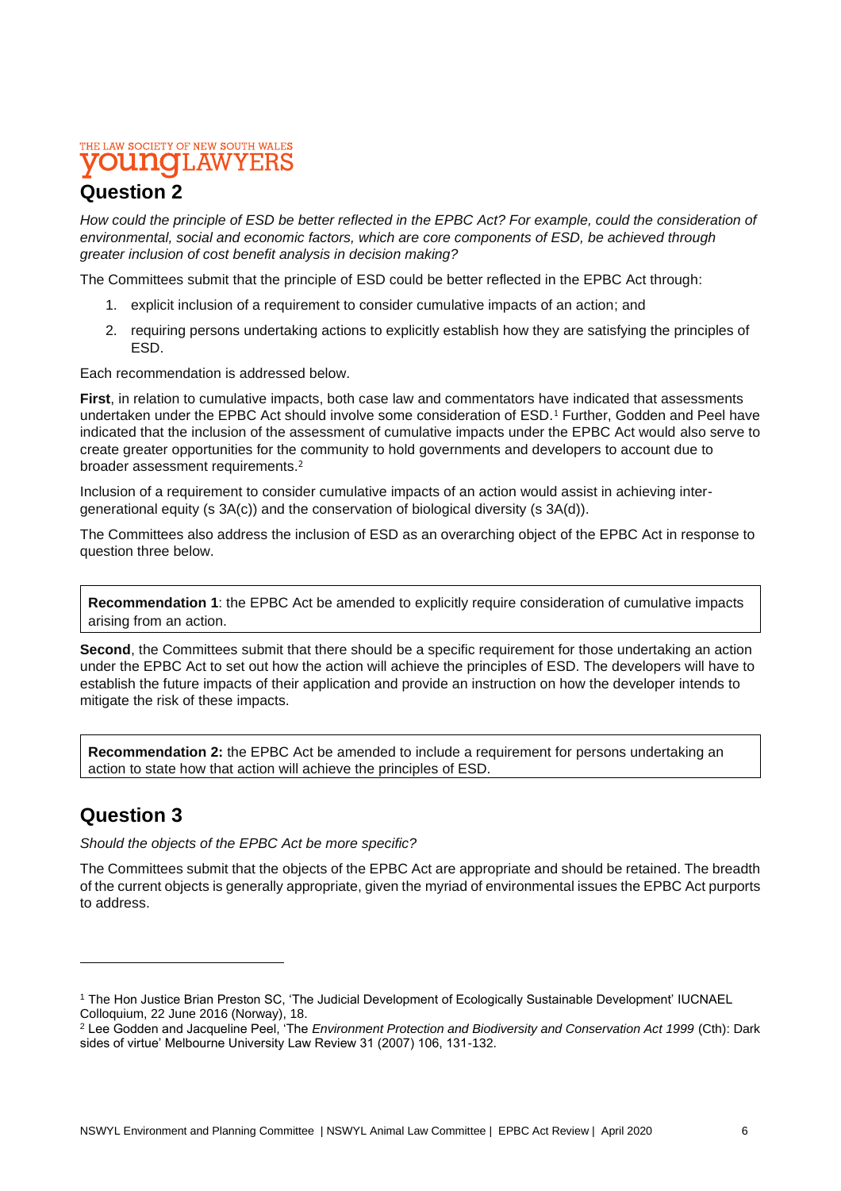## Question 2

*How could the principle of ESD be better reflected in the EPBC Act? For example, could the consideration of environmental, social and economic factors, which are core components of ESD, be achieved through greater inclusion of cost benefit analysis in decision making?*

The Committees submit that the principle of ESD could be better reflected in the EPBC Act through:

1. explicit inclusion of a requirement to consider cumulative impacts of an action; and
2. requiring persons undertaking actions to explicitly establish how they are satisfying the principles of ESD.

Each recommendation is addressed below.

**First**, in relation to cumulative impacts, both case law and commentators have indicated that assessments undertaken under the EPBC Act should involve some consideration of ESD.[1] Further, Godden and Peel have indicated that the inclusion of the assessment of cumulative impacts under the EPBC Act would also serve to create greater opportunities for the community to hold governments and developers to account due to broader assessment requirements.[2]

Inclusion of a requirement to consider cumulative impacts of an action would assist in achieving inter-generational equity (s 3A(c)) and the conservation of biological diversity (s 3A(d)).

The Committees also address the inclusion of ESD as an overarching object of the EPBC Act in response to question three below.

> **Recommendation 1**: the EPBC Act be amended to explicitly require consideration of cumulative impacts arising from an action.

**Second**, the Committees submit that there should be a specific requirement for those undertaking an action under the EPBC Act to set out how the action will achieve the principles of ESD. The developers will have to establish the future impacts of their application and provide an instruction on how the developer intends to mitigate the risk of these impacts.

> **Recommendation 2:** the EPBC Act be amended to include a requirement for persons undertaking an action to state how that action will achieve the principles of ESD.

## Question 3

*Should the objects of the EPBC Act be more specific?*

The Committees submit that the objects of the EPBC Act are appropriate and should be retained. The breadth of the current objects is generally appropriate, given the myriad of environmental issues the EPBC Act purports to address.

---

[1] The Hon Justice Brian Preston SC, 'The Judicial Development of Ecologically Sustainable Development' IUCNAEL Colloquium, 22 June 2016 (Norway), 18.

[2] Lee Godden and Jacqueline Peel, 'The *Environment Protection and Biodiversity Conservation Act 1999* (Cth): Dark sides of virtue' Melbourne University Law Review 31 (2007) 106, 131-132.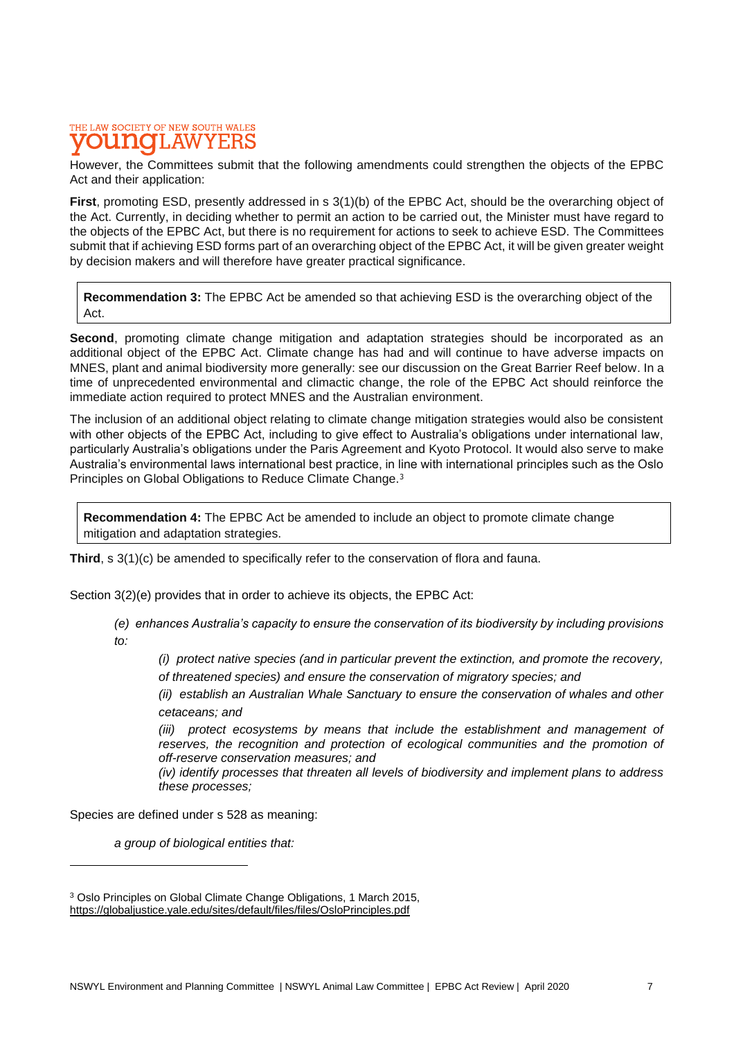However, the Committees submit that the following amendments could strengthen the objects of the EPBC Act and their application:

**First**, promoting ESD, presently addressed in s 3(1)(b) of the EPBC Act, should be the overarching object of the Act. Currently, in deciding whether to permit an action to be carried out, the Minister must have regard to the objects of the EPBC Act, but there is no requirement for actions to seek to achieve ESD. The Committees submit that if achieving ESD forms part of an overarching object of the EPBC Act, it will be given greater weight by decision makers and will therefore have greater practical significance.

> **Recommendation 3:** The EPBC Act be amended so that achieving ESD is the overarching object of the Act.

**Second**, promoting climate change mitigation and adaptation strategies should be incorporated as an additional object of the EPBC Act. Climate change has had and will continue to have adverse impacts on MNES, plant and animal biodiversity more generally: see our discussion on the Great Barrier Reef below. In a time of unprecedented environmental and climactic change, the role of the EPBC Act should reinforce the immediate action required to protect MNES and the Australian environment.

The inclusion of an additional object relating to climate change mitigation strategies would also be consistent with other objects of the EPBC Act, including to give effect to Australia's obligations under international law, particularly Australia's obligations under the Paris Agreement and Kyoto Protocol. It would also serve to make Australia's environmental laws international best practice, in line with international principles such as the Oslo Principles on Global Obligations to Reduce Climate Change.[3]

> **Recommendation 4:** The EPBC Act be amended to include an object to promote climate change mitigation and adaptation strategies.

**Third**, s 3(1)(c) be amended to specifically refer to the conservation of flora and fauna.

Section 3(2)(e) provides that in order to achieve its objects, the EPBC Act:

> *(e) enhances Australia's capacity to ensure the conservation of its biodiversity by including provisions to:*
>
> > *(i) protect native species (and in particular prevent the extinction, and promote the recovery, of threatened species) and ensure the conservation of migratory species; and*
> >
> > *(ii) establish an Australian Whale Sanctuary to ensure the conservation of whales and other cetaceans; and*
> >
> > *(iii) protect ecosystems by means that include the establishment and management of reserves, the recognition and protection of ecological communities and the promotion of off-reserve conservation measures; and*
> >
> > *(iv) identify processes that threaten all levels of biodiversity and implement plans to address these processes;*

Species are defined under s 528 as meaning:

> *a group of biological entities that:*

---

[3] Oslo Principles on Global Climate Change Obligations, 1 March 2015, https://globaljustice.yale.edu/sites/default/files/files/OsloPrinciples.pdf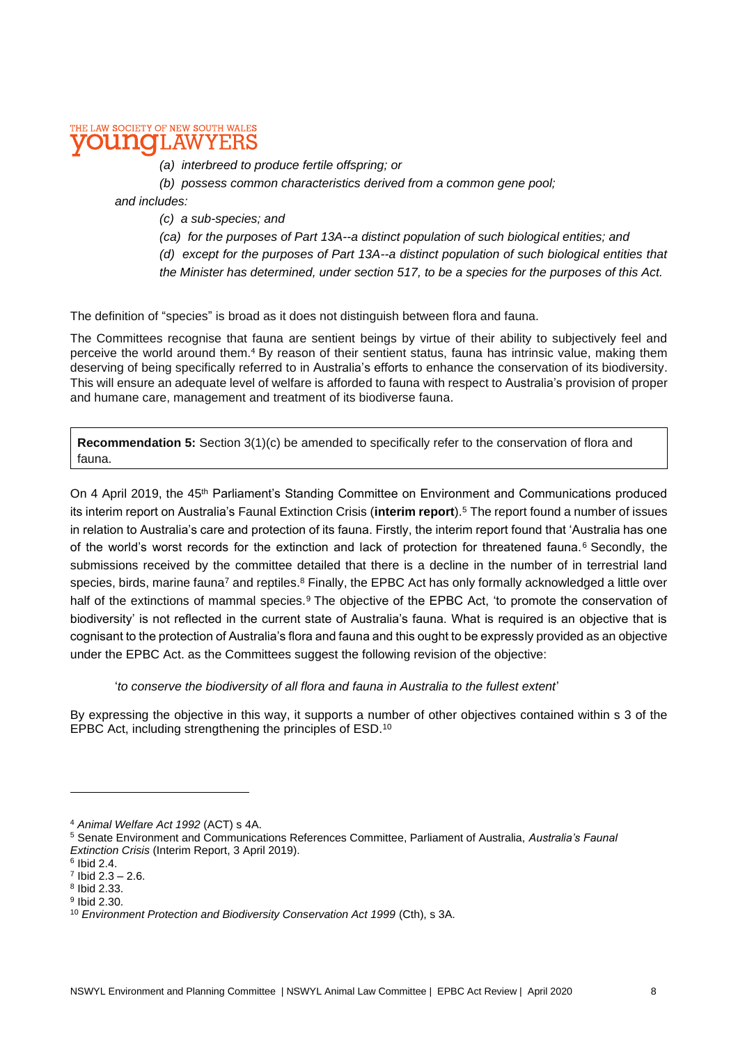*(a) interbreed to produce fertile offspring; or*

*(b) possess common characteristics derived from a common gene pool;*

*and includes:*

*(c) a sub-species; and*

*(ca) for the purposes of Part 13A--a distinct population of such biological entities; and*

*(d) except for the purposes of Part 13A--a distinct population of such biological entities that the Minister has determined, under section 517, to be a species for the purposes of this Act.*

The definition of "species" is broad as it does not distinguish between flora and fauna.

The Committees recognise that fauna are sentient beings by virtue of their ability to subjectively feel and perceive the world around them.[4] By reason of their sentient status, fauna has intrinsic value, making them deserving of being specifically referred to in Australia's efforts to enhance the conservation of its biodiversity. This will ensure an adequate level of welfare is afforded to fauna with respect to Australia's provision of proper and humane care, management and treatment of its biodiverse fauna.

> **Recommendation 5:** Section 3(1)(c) be amended to specifically refer to the conservation of flora and fauna.

On 4 April 2019, the 45th Parliament's Standing Committee on Environment and Communications produced its interim report on Australia's Faunal Extinction Crisis (**interim report**).[5] The report found a number of issues in relation to Australia's care and protection of its fauna. Firstly, the interim report found that 'Australia has one of the world's worst records for the extinction and lack of protection for threatened fauna.[6] Secondly, the submissions received by the committee detailed that there is a decline in the number of in terrestrial land species, birds, marine fauna[7] and reptiles.[8] Finally, the EPBC Act has only formally acknowledged a little over half of the extinctions of mammal species.[9] The objective of the EPBC Act, 'to promote the conservation of biodiversity' is not reflected in the current state of Australia's fauna. What is required is an objective that is cognisant to the protection of Australia's flora and fauna and this ought to be expressly provided as an objective under the EPBC Act. as the Committees suggest the following revision of the objective:

'*to conserve the biodiversity of all flora and fauna in Australia to the fullest extent*'

By expressing the objective in this way, it supports a number of other objectives contained within s 3 of the EPBC Act, including strengthening the principles of ESD.[10]

---

[4] *Animal Welfare Act 1992* (ACT) s 4A.

[5] Senate Environment and Communications References Committee, Parliament of Australia, *Australia's Faunal Extinction Crisis* (Interim Report, 3 April 2019).

[6] Ibid 2.4.

[7] Ibid 2.3 – 2.6.

[8] Ibid 2.33.

[9] Ibid 2.30.

[10] *Environment Protection and Biodiversity Conservation Act 1999* (Cth), s 3A.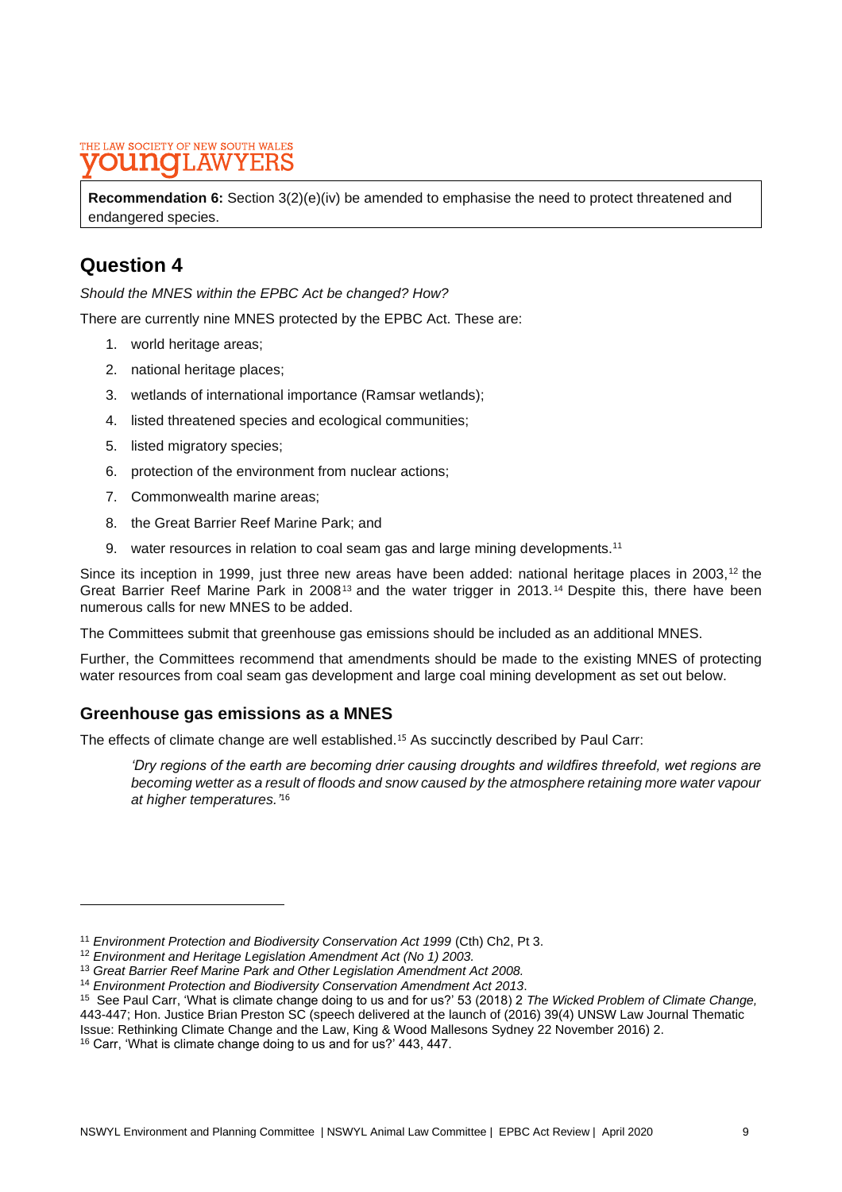**Recommendation 6:** Section 3(2)(e)(iv) be amended to emphasise the need to protect threatened and endangered species.

## Question 4

*Should the MNES within the EPBC Act be changed? How?*

There are currently nine MNES protected by the EPBC Act. These are:

1. world heritage areas;
2. national heritage places;
3. wetlands of international importance (Ramsar wetlands);
4. listed threatened species and ecological communities;
5. listed migratory species;
6. protection of the environment from nuclear actions;
7. Commonwealth marine areas;
8. the Great Barrier Reef Marine Park; and
9. water resources in relation to coal seam gas and large mining developments.[11]

Since its inception in 1999, just three new areas have been added: national heritage places in 2003,[12] the Great Barrier Reef Marine Park in 2008[13] and the water trigger in 2013.[14] Despite this, there have been numerous calls for new MNES to be added.

The Committees submit that greenhouse gas emissions should be included as an additional MNES.

Further, the Committees recommend that amendments should be made to the existing MNES of protecting water resources from coal seam gas development and large coal mining development as set out below.

### Greenhouse gas emissions as a MNES

The effects of climate change are well established.[15] As succinctly described by Paul Carr:

> *'Dry regions of the earth are becoming drier causing droughts and wildfires threefold, wet regions are becoming wetter as a result of floods and snow caused by the atmosphere retaining more water vapour at higher temperatures.'*[16]

---

[11] *Environment Protection and Biodiversity Conservation Act 1999* (Cth) Ch2, Pt 3.

[12] *Environment and Heritage Legislation Amendment Act (No 1) 2003.*

[13] *Great Barrier Reef Marine Park and Other Legislation Amendment Act 2008.*

[14] *Environment Protection and Biodiversity Conservation Amendment Act 2013.*

[15] See Paul Carr, 'What is climate change doing to us and for us?' 53 (2018) 2 *The Wicked Problem of Climate Change,* 443-447; Hon. Justice Brian Preston SC (speech delivered at the launch of (2016) 39(4) UNSW Law Journal Thematic Issue: Rethinking Climate Change and the Law, King & Wood Mallesons Sydney 22 November 2016) 2.

[16] Carr, 'What is climate change doing to us and for us?' 443, 447.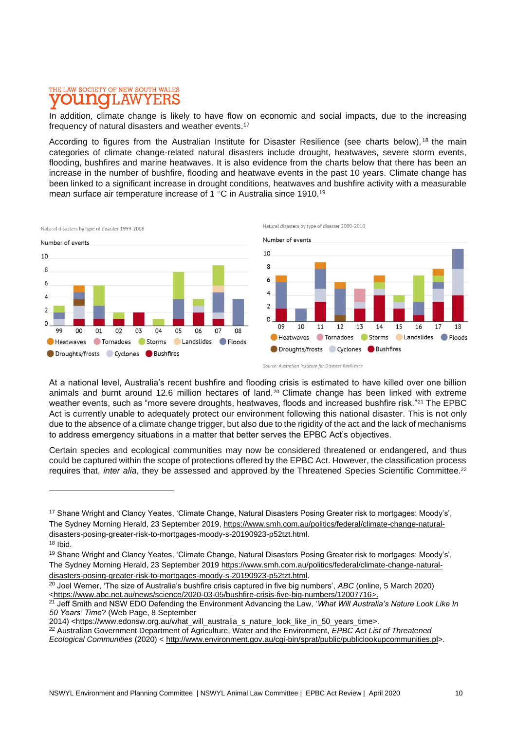In addition, climate change is likely to have flow on economic and social impacts, due to the increasing frequency of natural disasters and weather events.[17]

According to figures from the Australian Institute for Disaster Resilience (see charts below),[18] the main categories of climate change-related natural disasters include drought, heatwaves, severe storm events, flooding, bushfires and marine heatwaves. It is also evidence from the charts below that there has been an increase in the number of bushfire, flooding and heatwave events in the past 10 years. Climate change has been linked to a significant increase in drought conditions, heatwaves and bushfire activity with a measurable mean surface air temperature increase of 1 °C in Australia since 1910.[19]

Natural disasters by type of disaster 1999-2008

Natural disasters by type of disaster 2009-2018

Source: Australian Institute for Disaster Resilience

At a national level, Australia's recent bushfire and flooding crisis is estimated to have killed over one billion animals and burnt around 12.6 million hectares of land.[20] Climate change has been linked with extreme weather events, such as "more severe droughts, heatwaves, floods and increased bushfire risk."[21] The EPBC Act is currently unable to adequately protect our environment following this national disaster. This is not only due to the absence of a climate change trigger, but also due to the rigidity of the act and the lack of mechanisms to address emergency situations in a matter that better serves the EPBC Act's objectives.

Certain species and ecological communities may now be considered threatened or endangered, and thus could be captured within the scope of protections offered by the EPBC Act. However, the classification process requires that, *inter alia*, they be assessed and approved by the Threatened Species Scientific Committee.[22]

---

[17] Shane Wright and Clancy Yeates, 'Climate Change, Natural Disasters Posing Greater risk to mortgages: Moody's', The Sydney Morning Herald, 23 September 2019, https://www.smh.com.au/politics/federal/climate-change-natural-disasters-posing-greater-risk-to-mortgages-moody-s-20190923-p52tzt.html.

[18] Ibid.

[19] Shane Wright and Clancy Yeates, 'Climate Change, Natural Disasters Posing Greater risk to mortgages: Moody's', The Sydney Morning Herald, 23 September 2019 https://www.smh.com.au/politics/federal/climate-change-natural-disasters-posing-greater-risk-to-mortgages-moody-s-20190923-p52tzt.html.

[20] Joel Werner, 'The size of Australia's bushfire crisis captured in five big numbers', *ABC* (online, 5 March 2020) <https://www.abc.net.au/news/science/2020-03-05/bushfire-crisis-five-big-numbers/12007716>.

[21] Jeff Smith and NSW EDO Defending the Environment Advancing the Law, '*What Will Australia's Nature Look Like In 50 Years' Time*? (Web Page, 8 September 2014) <https://www.edonsw.org.au/what_will_australia_s_nature_look_like_in_50_years_time>.

[22] Australian Government Department of Agriculture, Water and the Environment, *EPBC Act List of Threatened Ecological Communities* (2020) < http://www.environment.gov.au/cgi-bin/sprat/public/publiclookupcommunities.pl>.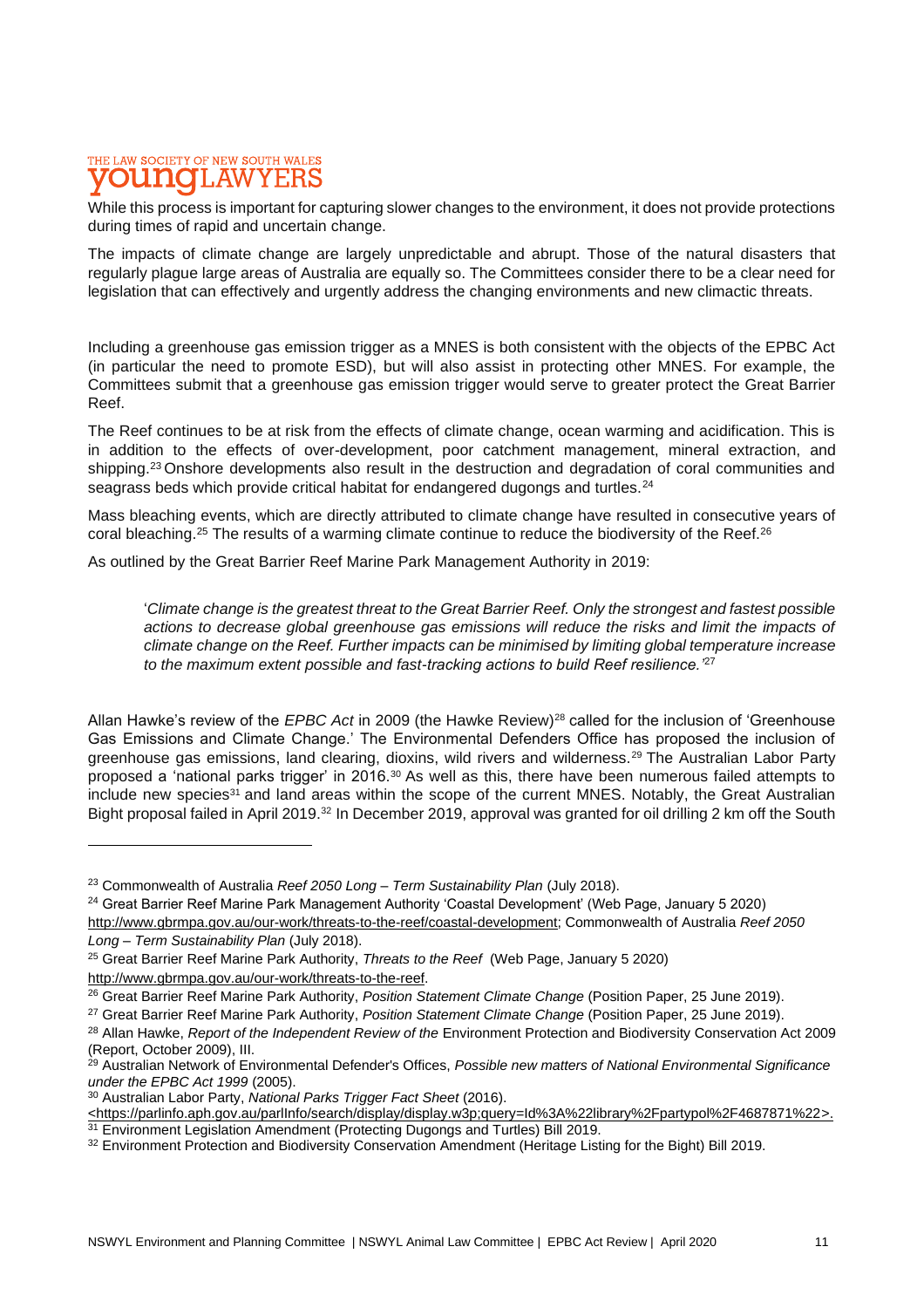While this process is important for capturing slower changes to the environment, it does not provide protections during times of rapid and uncertain change.

The impacts of climate change are largely unpredictable and abrupt. Those of the natural disasters that regularly plague large areas of Australia are equally so. The Committees consider there to be a clear need for legislation that can effectively and urgently address the changing environments and new climactic threats.

Including a greenhouse gas emission trigger as a MNES is both consistent with the objects of the EPBC Act (in particular the need to promote ESD), but will also assist in protecting other MNES. For example, the Committees submit that a greenhouse gas emission trigger would serve to greater protect the Great Barrier Reef.

The Reef continues to be at risk from the effects of climate change, ocean warming and acidification. This is in addition to the effects of over-development, poor catchment management, mineral extraction, and shipping.[23] Onshore developments also result in the destruction and degradation of coral communities and seagrass beds which provide critical habitat for endangered dugongs and turtles.[24]

Mass bleaching events, which are directly attributed to climate change have resulted in consecutive years of coral bleaching.[25] The results of a warming climate continue to reduce the biodiversity of the Reef.[26]

As outlined by the Great Barrier Reef Marine Park Management Authority in 2019:

> '*Climate change is the greatest threat to the Great Barrier Reef. Only the strongest and fastest possible actions to decrease global greenhouse gas emissions will reduce the risks and limit the impacts of climate change on the Reef. Further impacts can be minimised by limiting global temperature increase to the maximum extent possible and fast-tracking actions to build Reef resilience.*'[27]

Allan Hawke's review of the *EPBC Act* in 2009 (the Hawke Review)[28] called for the inclusion of 'Greenhouse Gas Emissions and Climate Change.' The Environmental Defenders Office has proposed the inclusion of greenhouse gas emissions, land clearing, dioxins, wild rivers and wilderness.[29] The Australian Labor Party proposed a 'national parks trigger' in 2016.[30] As well as this, there have been numerous failed attempts to include new species[31] and land areas within the scope of the current MNES. Notably, the Great Australian Bight proposal failed in April 2019.[32] In December 2019, approval was granted for oil drilling 2 km off the South

---

[23] Commonwealth of Australia *Reef 2050 Long – Term Sustainability Plan* (July 2018).

[24] Great Barrier Reef Marine Park Management Authority 'Coastal Development' (Web Page, January 5 2020) http://www.gbrmpa.gov.au/our-work/threats-to-the-reef/coastal-development; Commonwealth of Australia *Reef 2050 Long – Term Sustainability Plan* (July 2018).

[25] Great Barrier Reef Marine Park Authority, *Threats to the Reef* (Web Page, January 5 2020) http://www.gbrmpa.gov.au/our-work/threats-to-the-reef.

[26] Great Barrier Reef Marine Park Authority, *Position Statement Climate Change* (Position Paper, 25 June 2019).

[27] Great Barrier Reef Marine Park Authority, *Position Statement Climate Change* (Position Paper, 25 June 2019).

[28] Allan Hawke, *Report of the Independent Review of the* Environment Protection and Biodiversity Conservation Act 2009 (Report, October 2009), III.

[29] Australian Network of Environmental Defender's Offices, *Possible new matters of National Environmental Significance under the EPBC Act 1999* (2005).

[30] Australian Labor Party, *National Parks Trigger Fact Sheet* (2016). <https://parlinfo.aph.gov.au/parlInfo/search/display/display.w3p;query=Id%3A%22library%2Fpartypol%2F4687871%22>.

[31] Environment Legislation Amendment (Protecting Dugongs and Turtles) Bill 2019.

[32] Environment Protection and Biodiversity Conservation Amendment (Heritage Listing for the Bight) Bill 2019.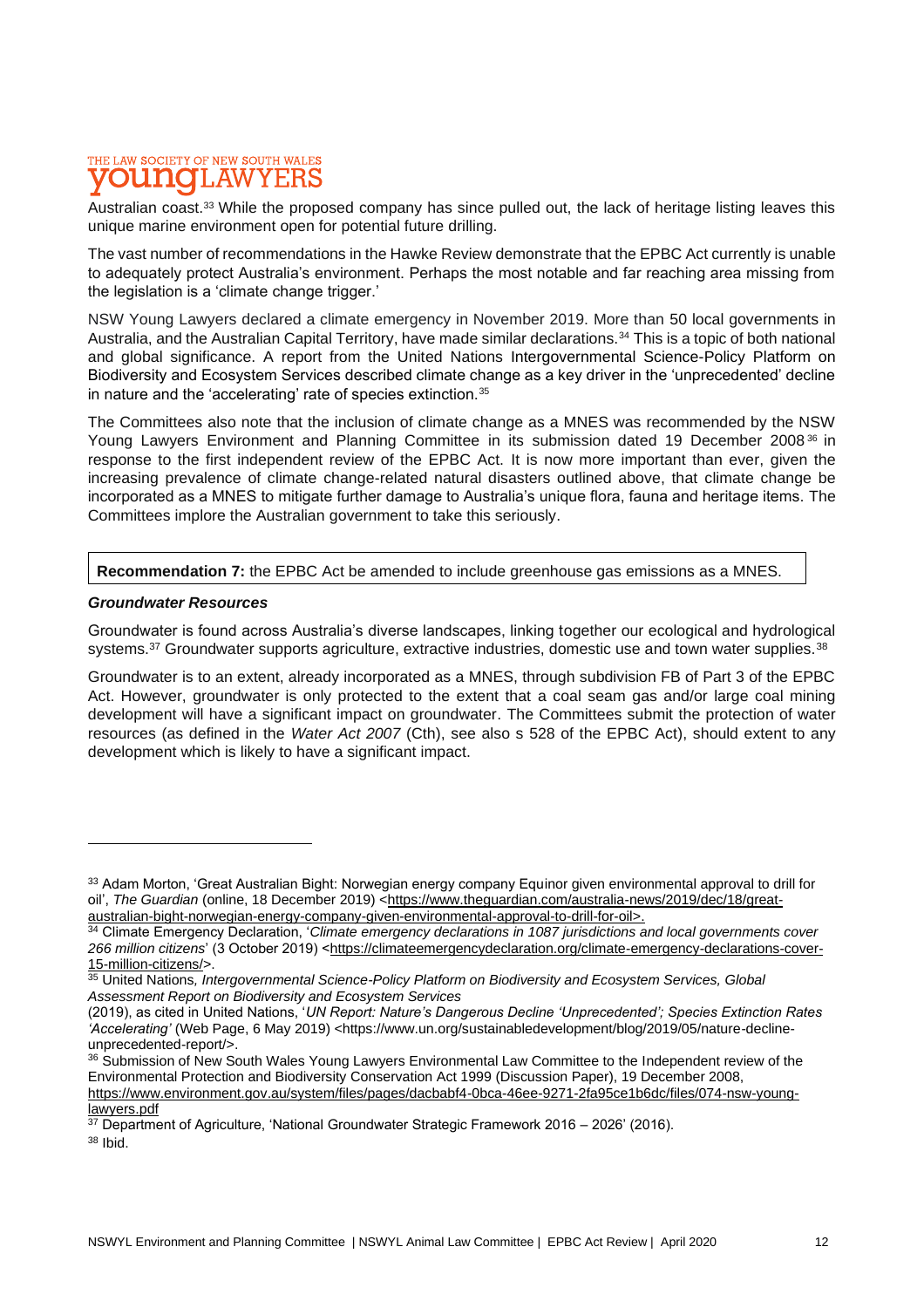Australian coast.[33] While the proposed company has since pulled out, the lack of heritage listing leaves this unique marine environment open for potential future drilling.

The vast number of recommendations in the Hawke Review demonstrate that the EPBC Act currently is unable to adequately protect Australia's environment. Perhaps the most notable and far reaching area missing from the legislation is a 'climate change trigger.'

NSW Young Lawyers declared a climate emergency in November 2019. More than 50 local governments in Australia, and the Australian Capital Territory, have made similar declarations.[34] This is a topic of both national and global significance. A report from the United Nations Intergovernmental Science-Policy Platform on Biodiversity and Ecosystem Services described climate change as a key driver in the 'unprecedented' decline in nature and the 'accelerating' rate of species extinction.[35]

The Committees also note that the inclusion of climate change as a MNES was recommended by the NSW Young Lawyers Environment and Planning Committee in its submission dated 19 December 2008[36] in response to the first independent review of the EPBC Act. It is now more important than ever, given the increasing prevalence of climate change-related natural disasters outlined above, that climate change be incorporated as a MNES to mitigate further damage to Australia's unique flora, fauna and heritage items. The Committees implore the Australian government to take this seriously.

**Recommendation 7:** the EPBC Act be amended to include greenhouse gas emissions as a MNES.

***Groundwater Resources***

Groundwater is found across Australia's diverse landscapes, linking together our ecological and hydrological systems.[37] Groundwater supports agriculture, extractive industries, domestic use and town water supplies.[38]

Groundwater is to an extent, already incorporated as a MNES, through subdivision FB of Part 3 of the EPBC Act. However, groundwater is only protected to the extent that a coal seam gas and/or large coal mining development will have a significant impact on groundwater. The Committees submit the protection of water resources (as defined in the *Water Act 2007* (Cth), see also s 528 of the EPBC Act), should extent to any development which is likely to have a significant impact.

---

[33] Adam Morton, 'Great Australian Bight: Norwegian energy company Equinor given environmental approval to drill for oil', *The Guardian* (online, 18 December 2019) <https://www.theguardian.com/australia-news/2019/dec/18/great-australian-bight-norwegian-energy-company-given-environmental-approval-to-drill-for-oil>.

[34] Climate Emergency Declaration, '*Climate emergency declarations in 1087 jurisdictions and local governments cover 266 million citizens*' (3 October 2019) <https://climateemergencydeclaration.org/climate-emergency-declarations-cover-15-million-citizens/>.

[35] United Nations*, Intergovernmental Science-Policy Platform on Biodiversity and Ecosystem Services, Global Assessment Report on Biodiversity and Ecosystem Services* (2019), as cited in United Nations, '*UN Report: Nature's Dangerous Decline 'Unprecedented'; Species Extinction Rates 'Accelerating'* (Web Page, 6 May 2019) <https://www.un.org/sustainabledevelopment/blog/2019/05/nature-decline-unprecedented-report/>.

[36] Submission of New South Wales Young Lawyers Environmental Law Committee to the Independent review of the Environmental Protection and Biodiversity Conservation Act 1999 (Discussion Paper), 19 December 2008, https://www.environment.gov.au/system/files/pages/dacbabf4-0bca-46ee-9271-2fa95ce1b6dc/files/074-nsw-young-lawyers.pdf

[37] Department of Agriculture, 'National Groundwater Strategic Framework 2016 – 2026' (2016).

[38] Ibid.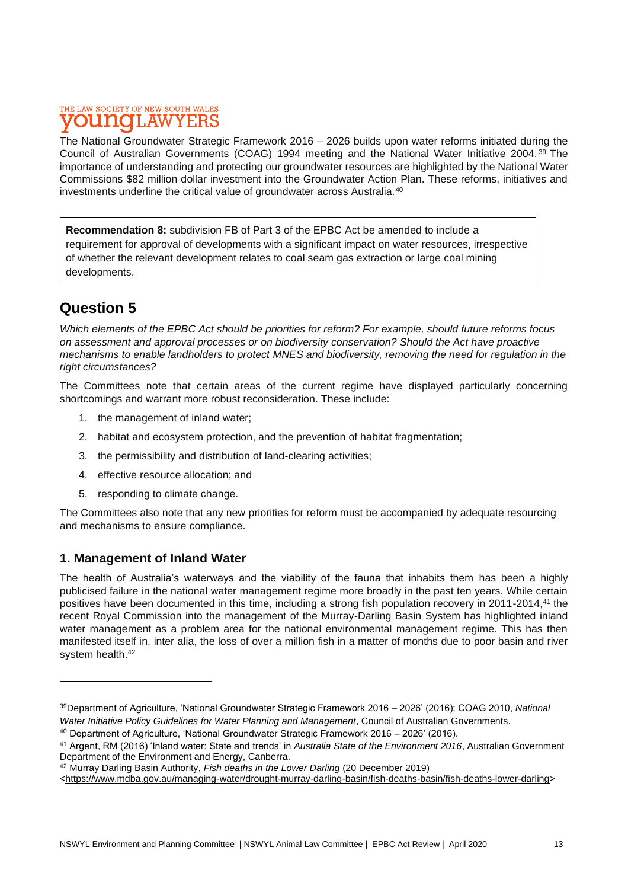The National Groundwater Strategic Framework 2016 – 2026 builds upon water reforms initiated during the Council of Australian Governments (COAG) 1994 meeting and the National Water Initiative 2004.[39] The importance of understanding and protecting our groundwater resources are highlighted by the National Water Commissions $82 million dollar investment into the Groundwater Action Plan. These reforms, initiatives and investments underline the critical value of groundwater across Australia.[40]

**Recommendation 8:** subdivision FB of Part 3 of the EPBC Act be amended to include a requirement for approval of developments with a significant impact on water resources, irrespective of whether the relevant development relates to coal seam gas extraction or large coal mining developments.

## Question 5

*Which elements of the EPBC Act should be priorities for reform? For example, should future reforms focus on assessment and approval processes or on biodiversity conservation? Should the Act have proactive mechanisms to enable landholders to protect MNES and biodiversity, removing the need for regulation in the right circumstances?*

The Committees note that certain areas of the current regime have displayed particularly concerning shortcomings and warrant more robust reconsideration. These include:

1. the management of inland water;
2. habitat and ecosystem protection, and the prevention of habitat fragmentation;
3. the permissibility and distribution of land-clearing activities;
4. effective resource allocation; and
5. responding to climate change.

The Committees also note that any new priorities for reform must be accompanied by adequate resourcing and mechanisms to ensure compliance.

### 1. Management of Inland Water

The health of Australia's waterways and the viability of the fauna that inhabits them has been a highly publicised failure in the national water management regime more broadly in the past ten years. While certain positives have been documented in this time, including a strong fish population recovery in 2011-2014,[41] the recent Royal Commission into the management of the Murray-Darling Basin System has highlighted inland water management as a problem area for the national environmental management regime. This has then manifested itself in, inter alia, the loss of over a million fish in a matter of months due to poor basin and river system health.[42]

---

[39] Department of Agriculture, 'National Groundwater Strategic Framework 2016 – 2026' (2016); COAG 2010, *National Water Initiative Policy Guidelines for Water Planning and Management*, Council of Australian Governments.

[40] Department of Agriculture, 'National Groundwater Strategic Framework 2016 – 2026' (2016).

[41] Argent, RM (2016) 'Inland water: State and trends' in *Australia State of the Environment 2016*, Australian Government Department of the Environment and Energy, Canberra.

[42] Murray Darling Basin Authority, *Fish deaths in the Lower Darling* (20 December 2019) <https://www.mdba.gov.au/managing-water/drought-murray-darling-basin/fish-deaths-basin/fish-deaths-lower-darling>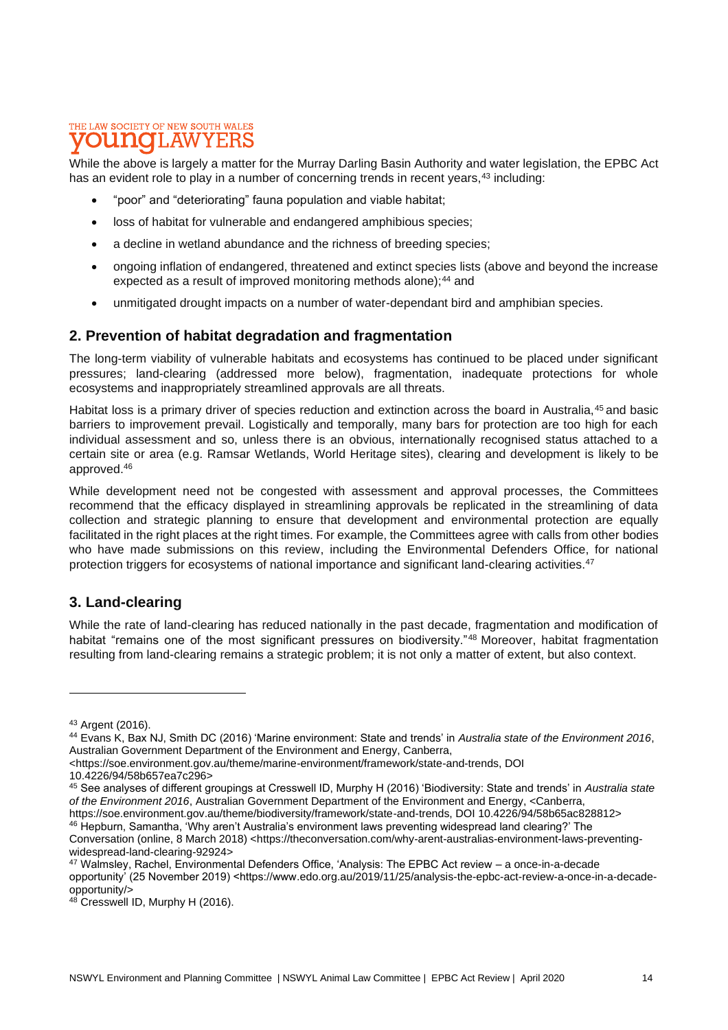While the above is largely a matter for the Murray Darling Basin Authority and water legislation, the EPBC Act has an evident role to play in a number of concerning trends in recent years,[43] including:

- "poor" and "deteriorating" fauna population and viable habitat;
- loss of habitat for vulnerable and endangered amphibious species;
- a decline in wetland abundance and the richness of breeding species;
- ongoing inflation of endangered, threatened and extinct species lists (above and beyond the increase expected as a result of improved monitoring methods alone);[44] and
- unmitigated drought impacts on a number of water-dependant bird and amphibian species.

## 2. Prevention of habitat degradation and fragmentation

The long-term viability of vulnerable habitats and ecosystems has continued to be placed under significant pressures; land-clearing (addressed more below), fragmentation, inadequate protections for whole ecosystems and inappropriately streamlined approvals are all threats.

Habitat loss is a primary driver of species reduction and extinction across the board in Australia,[45] and basic barriers to improvement prevail. Logistically and temporally, many bars for protection are too high for each individual assessment and so, unless there is an obvious, internationally recognised status attached to a certain site or area (e.g. Ramsar Wetlands, World Heritage sites), clearing and development is likely to be approved.[46]

While development need not be congested with assessment and approval processes, the Committees recommend that the efficacy displayed in streamlining approvals be replicated in the streamlining of data collection and strategic planning to ensure that development and environmental protection are equally facilitated in the right places at the right times. For example, the Committees agree with calls from other bodies who have made submissions on this review, including the Environmental Defenders Office, for national protection triggers for ecosystems of national importance and significant land-clearing activities.[47]

## 3. Land-clearing

While the rate of land-clearing has reduced nationally in the past decade, fragmentation and modification of habitat "remains one of the most significant pressures on biodiversity."[48] Moreover, habitat fragmentation resulting from land-clearing remains a strategic problem; it is not only a matter of extent, but also context.

---

[43] Argent (2016).

[44] Evans K, Bax NJ, Smith DC (2016) 'Marine environment: State and trends' in *Australia state of the Environment 2016*, Australian Government Department of the Environment and Energy, Canberra, <https://soe.environment.gov.au/theme/marine-environment/framework/state-and-trends, DOI 10.4226/94/58b657ea7c296>

[45] See analyses of different groupings at Cresswell ID, Murphy H (2016) 'Biodiversity: State and trends' in *Australia state of the Environment 2016*, Australian Government Department of the Environment and Energy, <Canberra, https://soe.environment.gov.au/theme/biodiversity/framework/state-and-trends, DOI 10.4226/94/58b65ac828812>

[46] Hepburn, Samantha, 'Why aren't Australia's environment laws preventing widespread land clearing?' The Conversation (online, 8 March 2018) <https://theconversation.com/why-arent-australias-environment-laws-preventing-widespread-land-clearing-92924>

[47] Walmsley, Rachel, Environmental Defenders Office, 'Analysis: The EPBC Act review – a once-in-a-decade opportunity' (25 November 2019) <https://www.edo.org.au/2019/11/25/analysis-the-epbc-act-review-a-once-in-a-decade-opportunity/>

[48] Cresswell ID, Murphy H (2016).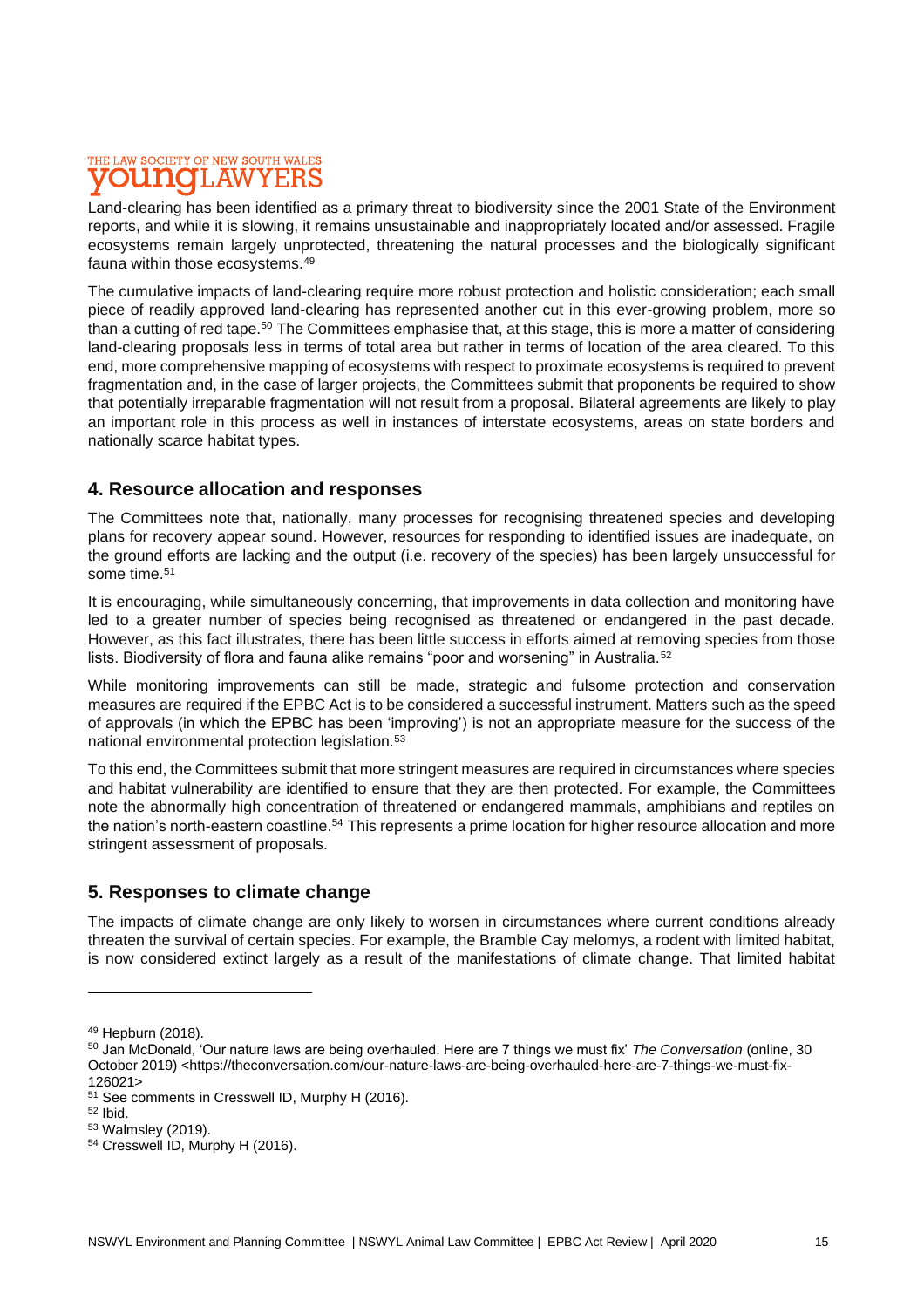Land-clearing has been identified as a primary threat to biodiversity since the 2001 State of the Environment reports, and while it is slowing, it remains unsustainable and inappropriately located and/or assessed. Fragile ecosystems remain largely unprotected, threatening the natural processes and the biologically significant fauna within those ecosystems.[49]

The cumulative impacts of land-clearing require more robust protection and holistic consideration; each small piece of readily approved land-clearing has represented another cut in this ever-growing problem, more so than a cutting of red tape.[50] The Committees emphasise that, at this stage, this is more a matter of considering land-clearing proposals less in terms of total area but rather in terms of location of the area cleared. To this end, more comprehensive mapping of ecosystems with respect to proximate ecosystems is required to prevent fragmentation and, in the case of larger projects, the Committees submit that proponents be required to show that potentially irreparable fragmentation will not result from a proposal. Bilateral agreements are likely to play an important role in this process as well in instances of interstate ecosystems, areas on state borders and nationally scarce habitat types.

## 4. Resource allocation and responses

The Committees note that, nationally, many processes for recognising threatened species and developing plans for recovery appear sound. However, resources for responding to identified issues are inadequate, on the ground efforts are lacking and the output (i.e. recovery of the species) has been largely unsuccessful for some time.[51]

It is encouraging, while simultaneously concerning, that improvements in data collection and monitoring have led to a greater number of species being recognised as threatened or endangered in the past decade. However, as this fact illustrates, there has been little success in efforts aimed at removing species from those lists. Biodiversity of flora and fauna alike remains "poor and worsening" in Australia.[52]

While monitoring improvements can still be made, strategic and fulsome protection and conservation measures are required if the EPBC Act is to be considered a successful instrument. Matters such as the speed of approvals (in which the EPBC has been 'improving') is not an appropriate measure for the success of the national environmental protection legislation.[53]

To this end, the Committees submit that more stringent measures are required in circumstances where species and habitat vulnerability are identified to ensure that they are then protected. For example, the Committees note the abnormally high concentration of threatened or endangered mammals, amphibians and reptiles on the nation's north-eastern coastline.[54] This represents a prime location for higher resource allocation and more stringent assessment of proposals.

## 5. Responses to climate change

The impacts of climate change are only likely to worsen in circumstances where current conditions already threaten the survival of certain species. For example, the Bramble Cay melomys, a rodent with limited habitat, is now considered extinct largely as a result of the manifestations of climate change. That limited habitat

---

[49] Hepburn (2018).

[50] Jan McDonald, 'Our nature laws are being overhauled. Here are 7 things we must fix' *The Conversation* (online, 30 October 2019) <https://theconversation.com/our-nature-laws-are-being-overhauled-here-are-7-things-we-must-fix-126021>

[51] See comments in Cresswell ID, Murphy H (2016).

[52] Ibid.

[53] Walmsley (2019).

[54] Cresswell ID, Murphy H (2016).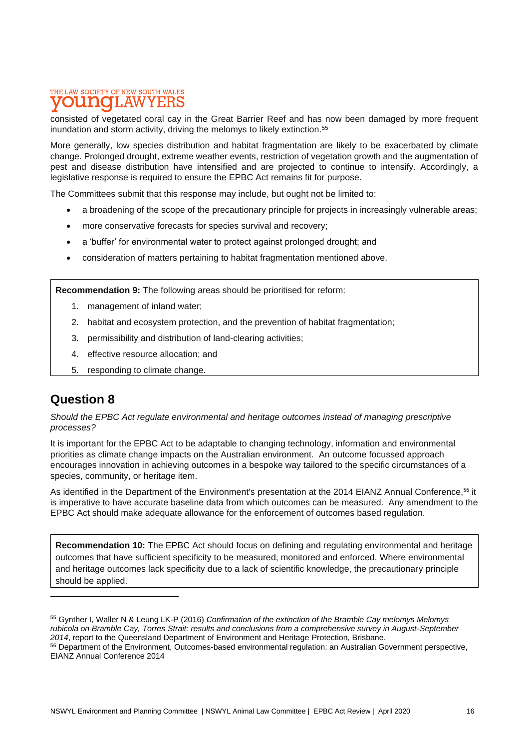consisted of vegetated coral cay in the Great Barrier Reef and has now been damaged by more frequent inundation and storm activity, driving the melomys to likely extinction.[55]

More generally, low species distribution and habitat fragmentation are likely to be exacerbated by climate change. Prolonged drought, extreme weather events, restriction of vegetation growth and the augmentation of pest and disease distribution have intensified and are projected to continue to intensify. Accordingly, a legislative response is required to ensure the EPBC Act remains fit for purpose.

The Committees submit that this response may include, but ought not be limited to:

- a broadening of the scope of the precautionary principle for projects in increasingly vulnerable areas;
- more conservative forecasts for species survival and recovery;
- a 'buffer' for environmental water to protect against prolonged drought; and
- consideration of matters pertaining to habitat fragmentation mentioned above.

**Recommendation 9:** The following areas should be prioritised for reform:

1. management of inland water;
2. habitat and ecosystem protection, and the prevention of habitat fragmentation;
3. permissibility and distribution of land-clearing activities;
4. effective resource allocation; and
5. responding to climate change.

## Question 8

*Should the EPBC Act regulate environmental and heritage outcomes instead of managing prescriptive processes?*

It is important for the EPBC Act to be adaptable to changing technology, information and environmental priorities as climate change impacts on the Australian environment. An outcome focussed approach encourages innovation in achieving outcomes in a bespoke way tailored to the specific circumstances of a species, community, or heritage item.

As identified in the Department of the Environment's presentation at the 2014 EIANZ Annual Conference,[56] it is imperative to have accurate baseline data from which outcomes can be measured. Any amendment to the EPBC Act should make adequate allowance for the enforcement of outcomes based regulation.

**Recommendation 10:** The EPBC Act should focus on defining and regulating environmental and heritage outcomes that have sufficient specificity to be measured, monitored and enforced. Where environmental and heritage outcomes lack specificity due to a lack of scientific knowledge, the precautionary principle should be applied.

[55] Gynther I, Waller N & Leung LK-P (2016) *Confirmation of the extinction of the Bramble Cay melomys Melomys rubicola on Bramble Cay, Torres Strait: results and conclusions from a comprehensive survey in August-September 2014*, report to the Queensland Department of Environment and Heritage Protection, Brisbane.

[56] Department of the Environment, Outcomes-based environmental regulation: an Australian Government perspective, EIANZ Annual Conference 2014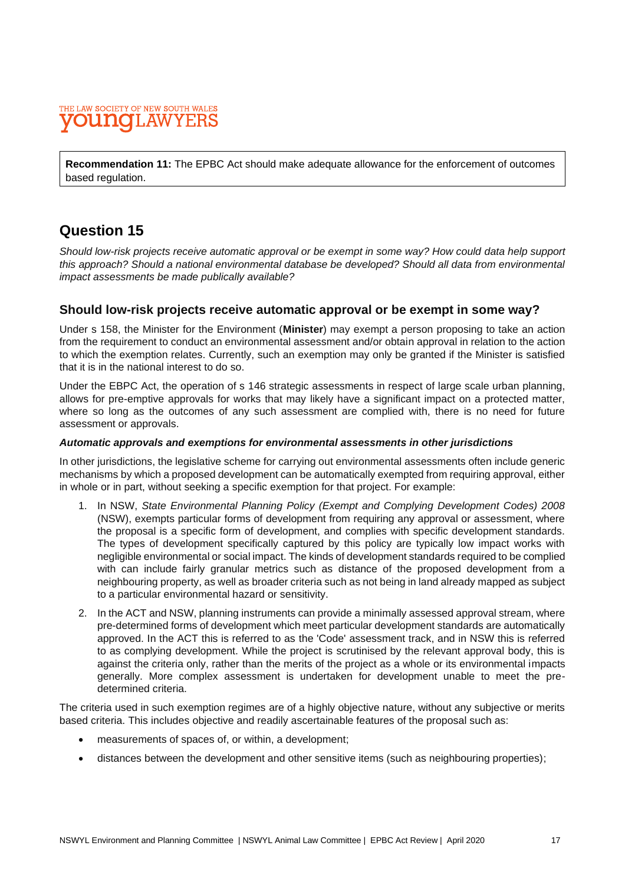**Recommendation 11:** The EPBC Act should make adequate allowance for the enforcement of outcomes based regulation.

## Question 15

*Should low-risk projects receive automatic approval or be exempt in some way? How could data help support this approach? Should a national environmental database be developed? Should all data from environmental impact assessments be made publically available?*

### Should low-risk projects receive automatic approval or be exempt in some way?

Under s 158, the Minister for the Environment (**Minister**) may exempt a person proposing to take an action from the requirement to conduct an environmental assessment and/or obtain approval in relation to the action to which the exemption relates. Currently, such an exemption may only be granted if the Minister is satisfied that it is in the national interest to do so.

Under the EBPC Act, the operation of s 146 strategic assessments in respect of large scale urban planning, allows for pre-emptive approvals for works that may likely have a significant impact on a protected matter, where so long as the outcomes of any such assessment are complied with, there is no need for future assessment or approvals.

#### *Automatic approvals and exemptions for environmental assessments in other jurisdictions*

In other jurisdictions, the legislative scheme for carrying out environmental assessments often include generic mechanisms by which a proposed development can be automatically exempted from requiring approval, either in whole or in part, without seeking a specific exemption for that project. For example:

1. In NSW, *State Environmental Planning Policy (Exempt and Complying Development Codes) 2008* (NSW), exempts particular forms of development from requiring any approval or assessment, where the proposal is a specific form of development, and complies with specific development standards. The types of development specifically captured by this policy are typically low impact works with negligible environmental or social impact. The kinds of development standards required to be complied with can include fairly granular metrics such as distance of the proposed development from a neighbouring property, as well as broader criteria such as not being in land already mapped as subject to a particular environmental hazard or sensitivity.
2. In the ACT and NSW, planning instruments can provide a minimally assessed approval stream, where pre-determined forms of development which meet particular development standards are automatically approved. In the ACT this is referred to as the 'Code' assessment track, and in NSW this is referred to as complying development. While the project is scrutinised by the relevant approval body, this is against the criteria only, rather than the merits of the project as a whole or its environmental impacts generally. More complex assessment is undertaken for development unable to meet the pre-determined criteria.

The criteria used in such exemption regimes are of a highly objective nature, without any subjective or merits based criteria. This includes objective and readily ascertainable features of the proposal such as:

- measurements of spaces of, or within, a development;
- distances between the development and other sensitive items (such as neighbouring properties);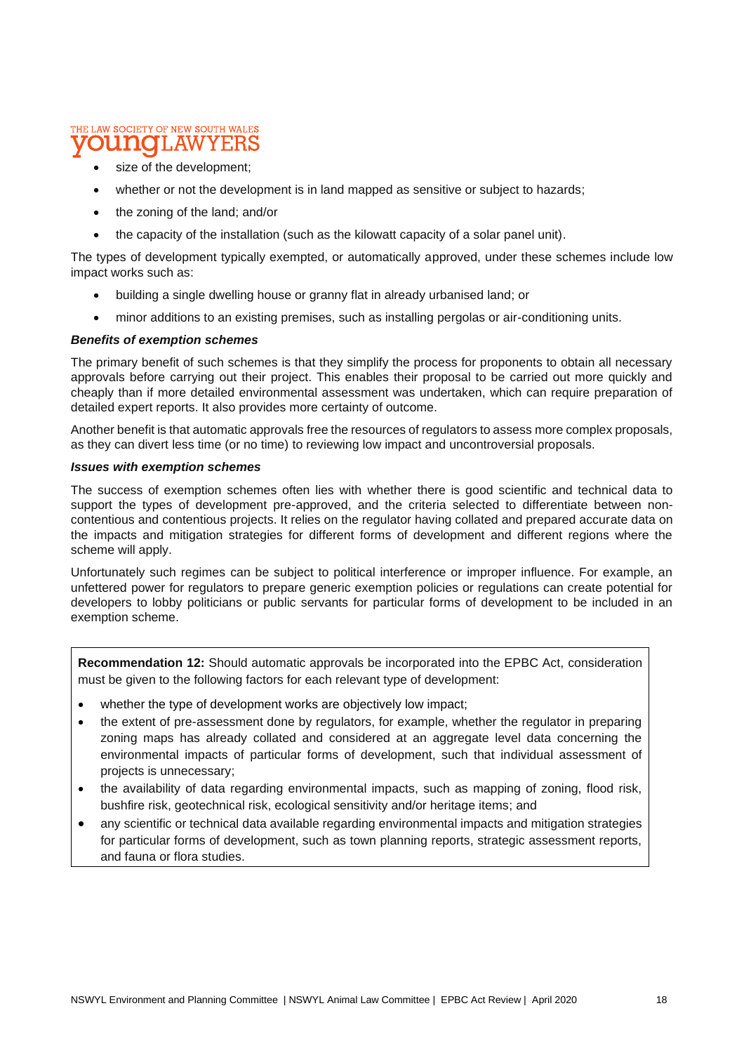- size of the development;
- whether or not the development is in land mapped as sensitive or subject to hazards;
- the zoning of the land; and/or
- the capacity of the installation (such as the kilowatt capacity of a solar panel unit).

The types of development typically exempted, or automatically approved, under these schemes include low impact works such as:

- building a single dwelling house or granny flat in already urbanised land; or
- minor additions to an existing premises, such as installing pergolas or air-conditioning units.

***Benefits of exemption schemes***

The primary benefit of such schemes is that they simplify the process for proponents to obtain all necessary approvals before carrying out their project. This enables their proposal to be carried out more quickly and cheaply than if more detailed environmental assessment was undertaken, which can require preparation of detailed expert reports. It also provides more certainty of outcome.

Another benefit is that automatic approvals free the resources of regulators to assess more complex proposals, as they can divert less time (or no time) to reviewing low impact and uncontroversial proposals.

***Issues with exemption schemes***

The success of exemption schemes often lies with whether there is good scientific and technical data to support the types of development pre-approved, and the criteria selected to differentiate between non-contentious and contentious projects. It relies on the regulator having collated and prepared accurate data on the impacts and mitigation strategies for different forms of development and different regions where the scheme will apply.

Unfortunately such regimes can be subject to political interference or improper influence. For example, an unfettered power for regulators to prepare generic exemption policies or regulations can create potential for developers to lobby politicians or public servants for particular forms of development to be included in an exemption scheme.

**Recommendation 12:** Should automatic approvals be incorporated into the EPBC Act, consideration must be given to the following factors for each relevant type of development:

- whether the type of development works are objectively low impact;
- the extent of pre-assessment done by regulators, for example, whether the regulator in preparing zoning maps has already collated and considered at an aggregate level data concerning the environmental impacts of particular forms of development, such that individual assessment of projects is unnecessary;
- the availability of data regarding environmental impacts, such as mapping of zoning, flood risk, bushfire risk, geotechnical risk, ecological sensitivity and/or heritage items; and
- any scientific or technical data available regarding environmental impacts and mitigation strategies for particular forms of development, such as town planning reports, strategic assessment reports, and fauna or flora studies.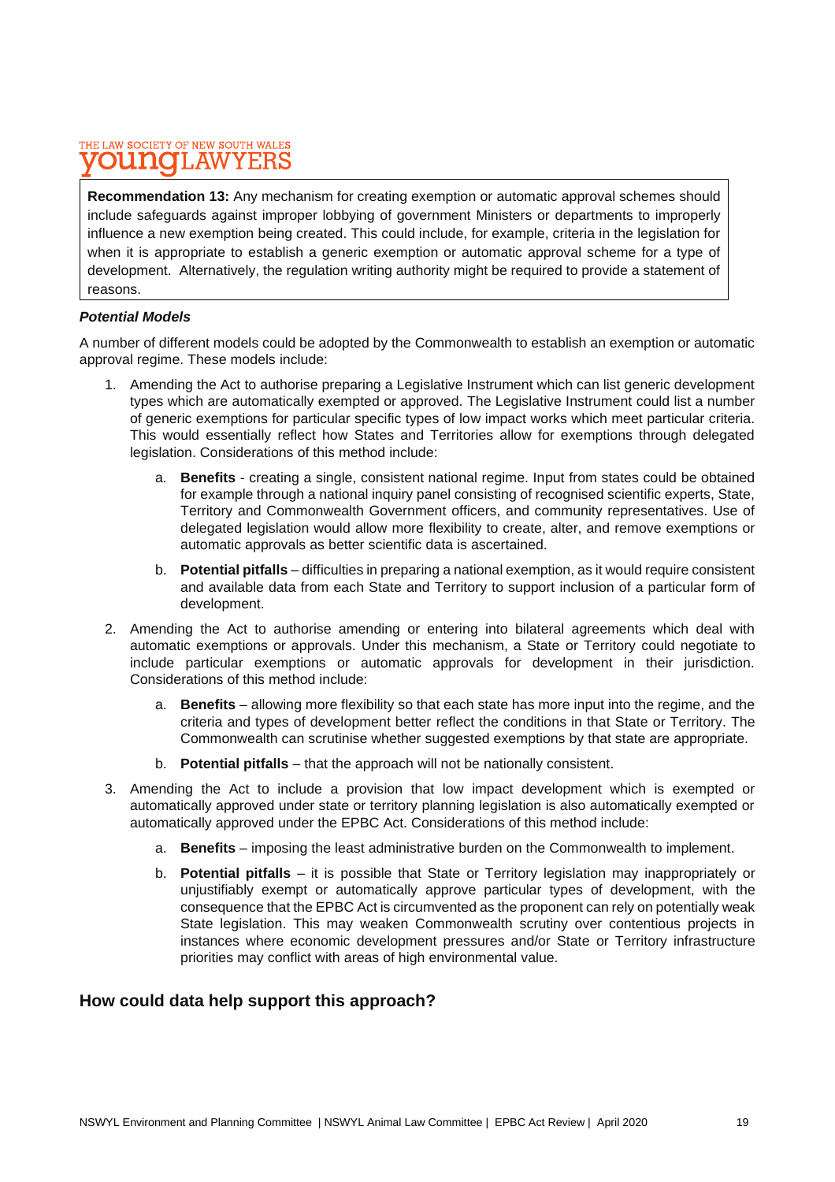**Recommendation 13:** Any mechanism for creating exemption or automatic approval schemes should include safeguards against improper lobbying of government Ministers or departments to improperly influence a new exemption being created. This could include, for example, criteria in the legislation for when it is appropriate to establish a generic exemption or automatic approval scheme for a type of development. Alternatively, the regulation writing authority might be required to provide a statement of reasons.

***Potential Models***

A number of different models could be adopted by the Commonwealth to establish an exemption or automatic approval regime. These models include:

1. Amending the Act to authorise preparing a Legislative Instrument which can list generic development types which are automatically exempted or approved. The Legislative Instrument could list a number of generic exemptions for particular specific types of low impact works which meet particular criteria. This would essentially reflect how States and Territories allow for exemptions through delegated legislation. Considerations of this method include:
    a. **Benefits** - creating a single, consistent national regime. Input from states could be obtained for example through a national inquiry panel consisting of recognised scientific experts, State, Territory and Commonwealth Government officers, and community representatives. Use of delegated legislation would allow more flexibility to create, alter, and remove exemptions or automatic approvals as better scientific data is ascertained.
    b. **Potential pitfalls** – difficulties in preparing a national exemption, as it would require consistent and available data from each State and Territory to support inclusion of a particular form of development.
2. Amending the Act to authorise amending or entering into bilateral agreements which deal with automatic exemptions or approvals. Under this mechanism, a State or Territory could negotiate to include particular exemptions or automatic approvals for development in their jurisdiction. Considerations of this method include:
    a. **Benefits** – allowing more flexibility so that each state has more input into the regime, and the criteria and types of development better reflect the conditions in that State or Territory. The Commonwealth can scrutinise whether suggested exemptions by that state are appropriate.
    b. **Potential pitfalls** – that the approach will not be nationally consistent.
3. Amending the Act to include a provision that low impact development which is exempted or automatically approved under state or territory planning legislation is also automatically exempted or automatically approved under the EPBC Act. Considerations of this method include:
    a. **Benefits** – imposing the least administrative burden on the Commonwealth to implement.
    b. **Potential pitfalls** – it is possible that State or Territory legislation may inappropriately or unjustifiably exempt or automatically approve particular types of development, with the consequence that the EPBC Act is circumvented as the proponent can rely on potentially weak State legislation. This may weaken Commonwealth scrutiny over contentious projects in instances where economic development pressures and/or State or Territory infrastructure priorities may conflict with areas of high environmental value.

## How could data help support this approach?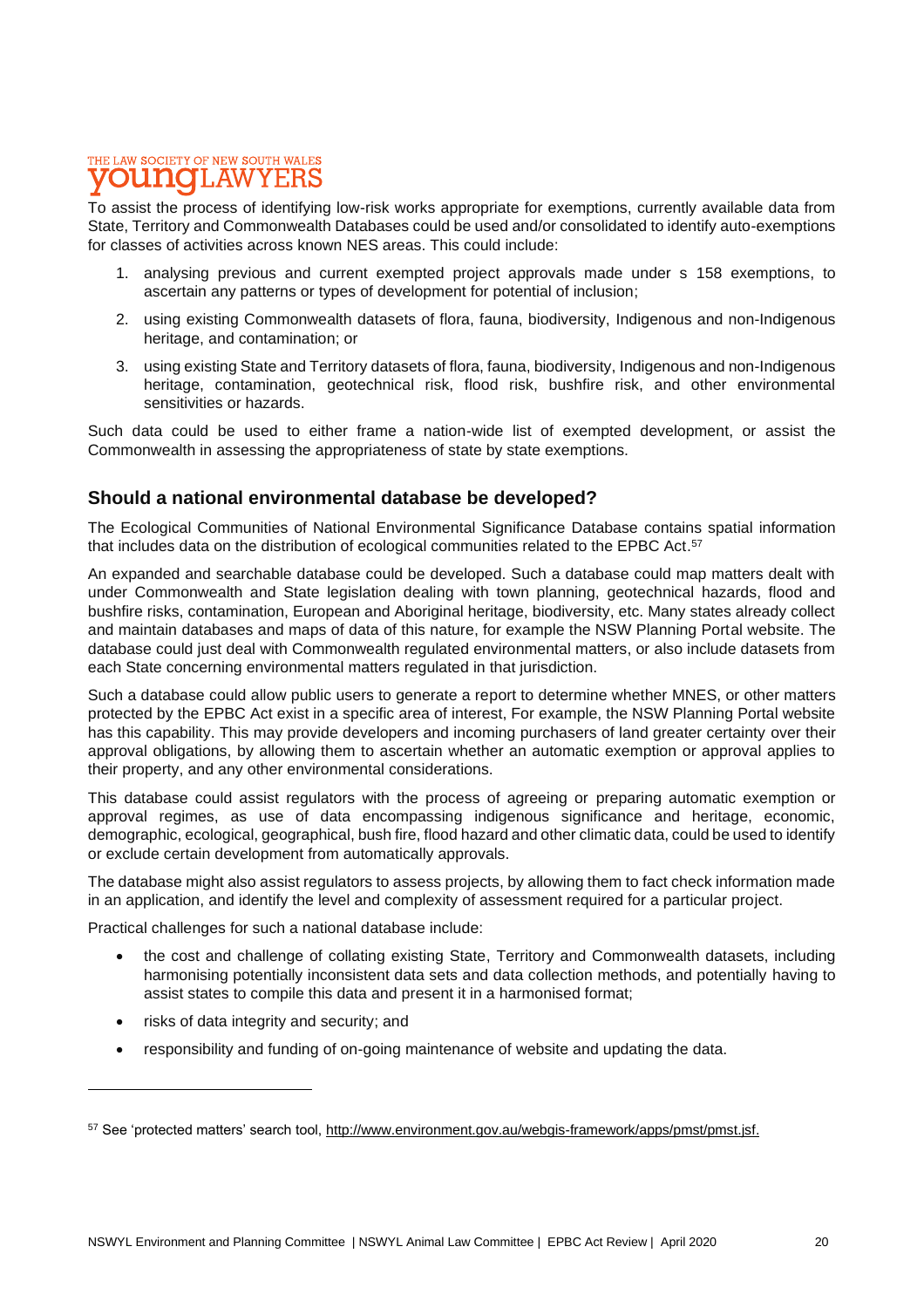To assist the process of identifying low-risk works appropriate for exemptions, currently available data from State, Territory and Commonwealth Databases could be used and/or consolidated to identify auto-exemptions for classes of activities across known NES areas. This could include:

1. analysing previous and current exempted project approvals made under s 158 exemptions, to ascertain any patterns or types of development for potential of inclusion;
2. using existing Commonwealth datasets of flora, fauna, biodiversity, Indigenous and non-Indigenous heritage, and contamination; or
3. using existing State and Territory datasets of flora, fauna, biodiversity, Indigenous and non-Indigenous heritage, contamination, geotechnical risk, flood risk, bushfire risk, and other environmental sensitivities or hazards.

Such data could be used to either frame a nation-wide list of exempted development, or assist the Commonwealth in assessing the appropriateness of state by state exemptions.

## Should a national environmental database be developed?

The Ecological Communities of National Environmental Significance Database contains spatial information that includes data on the distribution of ecological communities related to the EPBC Act.[57]

An expanded and searchable database could be developed. Such a database could map matters dealt with under Commonwealth and State legislation dealing with town planning, geotechnical hazards, flood and bushfire risks, contamination, European and Aboriginal heritage, biodiversity, etc. Many states already collect and maintain databases and maps of data of this nature, for example the NSW Planning Portal website. The database could just deal with Commonwealth regulated environmental matters, or also include datasets from each State concerning environmental matters regulated in that jurisdiction.

Such a database could allow public users to generate a report to determine whether MNES, or other matters protected by the EPBC Act exist in a specific area of interest, For example, the NSW Planning Portal website has this capability. This may provide developers and incoming purchasers of land greater certainty over their approval obligations, by allowing them to ascertain whether an automatic exemption or approval applies to their property, and any other environmental considerations.

This database could assist regulators with the process of agreeing or preparing automatic exemption or approval regimes, as use of data encompassing indigenous significance and heritage, economic, demographic, ecological, geographical, bush fire, flood hazard and other climatic data, could be used to identify or exclude certain development from automatically approvals.

The database might also assist regulators to assess projects, by allowing them to fact check information made in an application, and identify the level and complexity of assessment required for a particular project.

Practical challenges for such a national database include:

- the cost and challenge of collating existing State, Territory and Commonwealth datasets, including harmonising potentially inconsistent data sets and data collection methods, and potentially having to assist states to compile this data and present it in a harmonised format;
- risks of data integrity and security; and
- responsibility and funding of on-going maintenance of website and updating the data.

---

[57] See 'protected matters' search tool, http://www.environment.gov.au/webgis-framework/apps/pmst/pmst.jsf.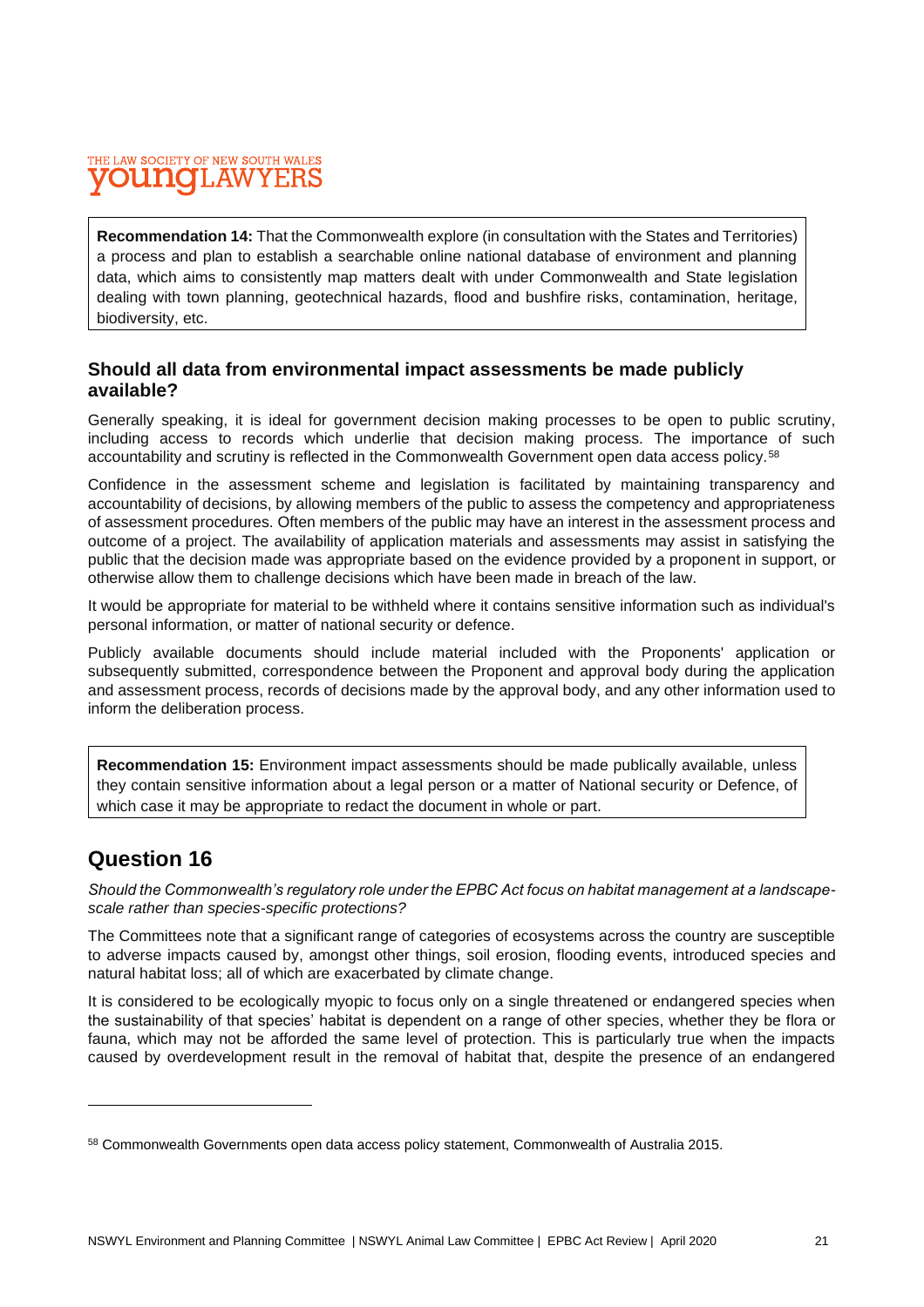**Recommendation 14:** That the Commonwealth explore (in consultation with the States and Territories) a process and plan to establish a searchable online national database of environment and planning data, which aims to consistently map matters dealt with under Commonwealth and State legislation dealing with town planning, geotechnical hazards, flood and bushfire risks, contamination, heritage, biodiversity, etc.

### Should all data from environmental impact assessments be made publicly available?

Generally speaking, it is ideal for government decision making processes to be open to public scrutiny, including access to records which underlie that decision making process. The importance of such accountability and scrutiny is reflected in the Commonwealth Government open data access policy.[58]

Confidence in the assessment scheme and legislation is facilitated by maintaining transparency and accountability of decisions, by allowing members of the public to assess the competency and appropriateness of assessment procedures. Often members of the public may have an interest in the assessment process and outcome of a project. The availability of application materials and assessments may assist in satisfying the public that the decision made was appropriate based on the evidence provided by a proponent in support, or otherwise allow them to challenge decisions which have been made in breach of the law.

It would be appropriate for material to be withheld where it contains sensitive information such as individual's personal information, or matter of national security or defence.

Publicly available documents should include material included with the Proponents' application or subsequently submitted, correspondence between the Proponent and approval body during the application and assessment process, records of decisions made by the approval body, and any other information used to inform the deliberation process.

**Recommendation 15:** Environment impact assessments should be made publically available, unless they contain sensitive information about a legal person or a matter of National security or Defence, of which case it may be appropriate to redact the document in whole or part.

## Question 16

*Should the Commonwealth's regulatory role under the EPBC Act focus on habitat management at a landscape-scale rather than species-specific protections?*

The Committees note that a significant range of categories of ecosystems across the country are susceptible to adverse impacts caused by, amongst other things, soil erosion, flooding events, introduced species and natural habitat loss; all of which are exacerbated by climate change.

It is considered to be ecologically myopic to focus only on a single threatened or endangered species when the sustainability of that species' habitat is dependent on a range of other species, whether they be flora or fauna, which may not be afforded the same level of protection. This is particularly true when the impacts caused by overdevelopment result in the removal of habitat that, despite the presence of an endangered

[58] Commonwealth Governments open data access policy statement, Commonwealth of Australia 2015.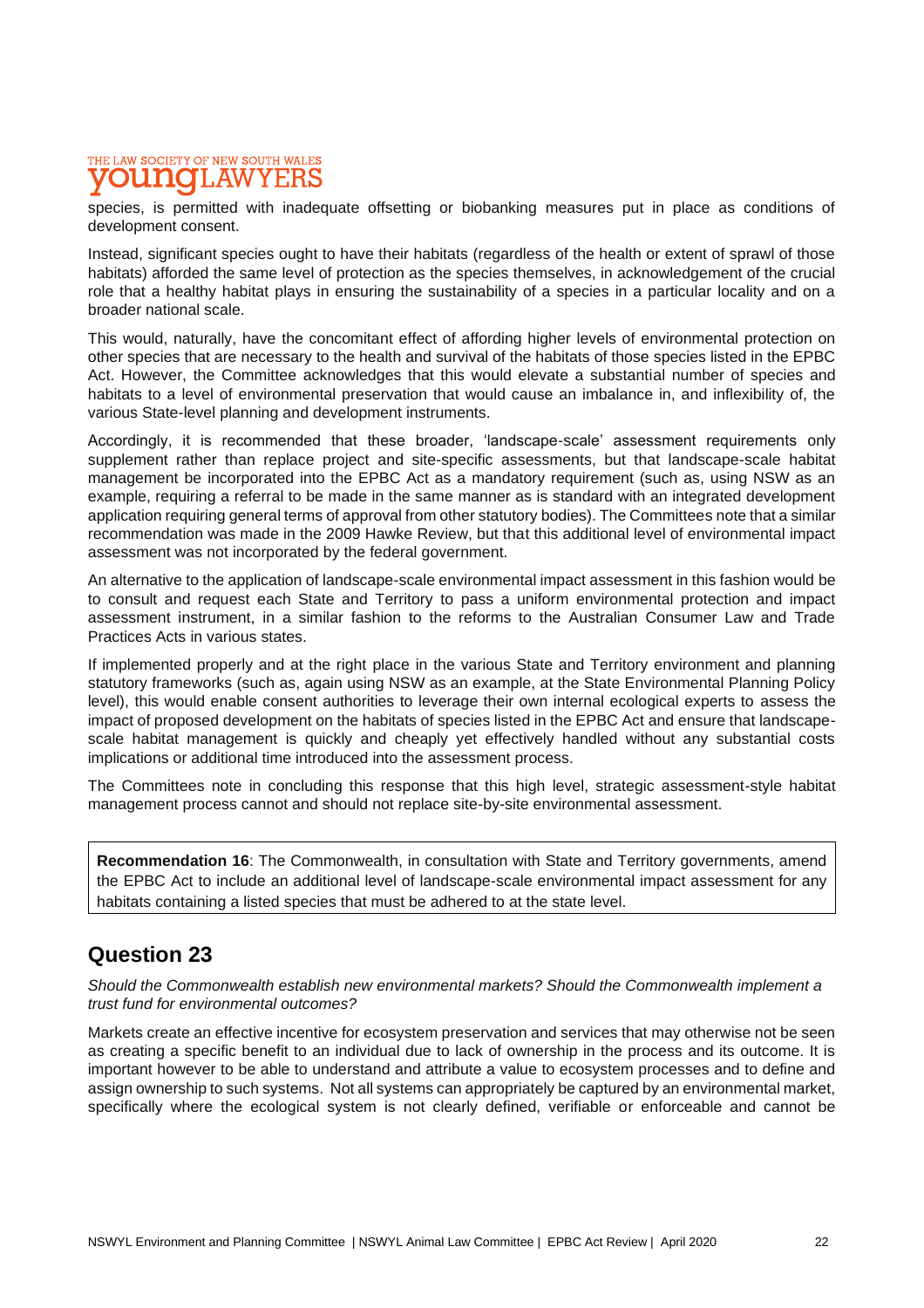species, is permitted with inadequate offsetting or biobanking measures put in place as conditions of development consent.

Instead, significant species ought to have their habitats (regardless of the health or extent of sprawl of those habitats) afforded the same level of protection as the species themselves, in acknowledgement of the crucial role that a healthy habitat plays in ensuring the sustainability of a species in a particular locality and on a broader national scale.

This would, naturally, have the concomitant effect of affording higher levels of environmental protection on other species that are necessary to the health and survival of the habitats of those species listed in the EPBC Act. However, the Committee acknowledges that this would elevate a substantial number of species and habitats to a level of environmental preservation that would cause an imbalance in, and inflexibility of, the various State-level planning and development instruments.

Accordingly, it is recommended that these broader, 'landscape-scale' assessment requirements only supplement rather than replace project and site-specific assessments, but that landscape-scale habitat management be incorporated into the EPBC Act as a mandatory requirement (such as, using NSW as an example, requiring a referral to be made in the same manner as is standard with an integrated development application requiring general terms of approval from other statutory bodies). The Committees note that a similar recommendation was made in the 2009 Hawke Review, but that this additional level of environmental impact assessment was not incorporated by the federal government.

An alternative to the application of landscape-scale environmental impact assessment in this fashion would be to consult and request each State and Territory to pass a uniform environmental protection and impact assessment instrument, in a similar fashion to the reforms to the Australian Consumer Law and Trade Practices Acts in various states.

If implemented properly and at the right place in the various State and Territory environment and planning statutory frameworks (such as, again using NSW as an example, at the State Environmental Planning Policy level), this would enable consent authorities to leverage their own internal ecological experts to assess the impact of proposed development on the habitats of species listed in the EPBC Act and ensure that landscape-scale habitat management is quickly and cheaply yet effectively handled without any substantial costs implications or additional time introduced into the assessment process.

The Committees note in concluding this response that this high level, strategic assessment-style habitat management process cannot and should not replace site-by-site environmental assessment.

**Recommendation 16**: The Commonwealth, in consultation with State and Territory governments, amend the EPBC Act to include an additional level of landscape-scale environmental impact assessment for any habitats containing a listed species that must be adhered to at the state level.

## Question 23

*Should the Commonwealth establish new environmental markets? Should the Commonwealth implement a trust fund for environmental outcomes?*

Markets create an effective incentive for ecosystem preservation and services that may otherwise not be seen as creating a specific benefit to an individual due to lack of ownership in the process and its outcome. It is important however to be able to understand and attribute a value to ecosystem processes and to define and assign ownership to such systems. Not all systems can appropriately be captured by an environmental market, specifically where the ecological system is not clearly defined, verifiable or enforceable and cannot be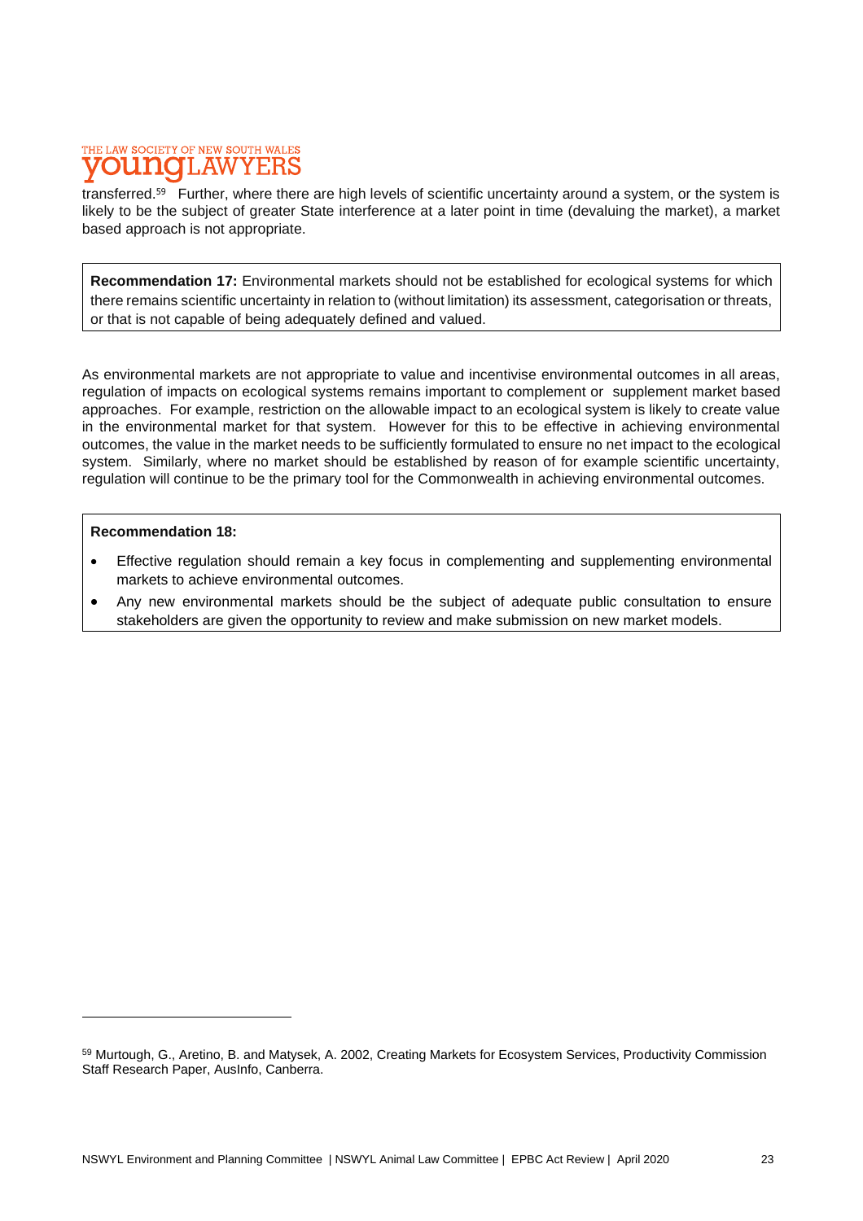transferred.[59] Further, where there are high levels of scientific uncertainty around a system, or the system is likely to be the subject of greater State interference at a later point in time (devaluing the market), a market based approach is not appropriate.

> **Recommendation 17:** Environmental markets should not be established for ecological systems for which there remains scientific uncertainty in relation to (without limitation) its assessment, categorisation or threats, or that is not capable of being adequately defined and valued.

As environmental markets are not appropriate to value and incentivise environmental outcomes in all areas, regulation of impacts on ecological systems remains important to complement or supplement market based approaches. For example, restriction on the allowable impact to an ecological system is likely to create value in the environmental market for that system. However for this to be effective in achieving environmental outcomes, the value in the market needs to be sufficiently formulated to ensure no net impact to the ecological system. Similarly, where no market should be established by reason of for example scientific uncertainty, regulation will continue to be the primary tool for the Commonwealth in achieving environmental outcomes.

> **Recommendation 18:**
>
> - Effective regulation should remain a key focus in complementing and supplementing environmental markets to achieve environmental outcomes.
> - Any new environmental markets should be the subject of adequate public consultation to ensure stakeholders are given the opportunity to review and make submission on new market models.

---

[59] Murtough, G., Aretino, B. and Matysek, A. 2002, Creating Markets for Ecosystem Services, Productivity Commission Staff Research Paper, AusInfo, Canberra.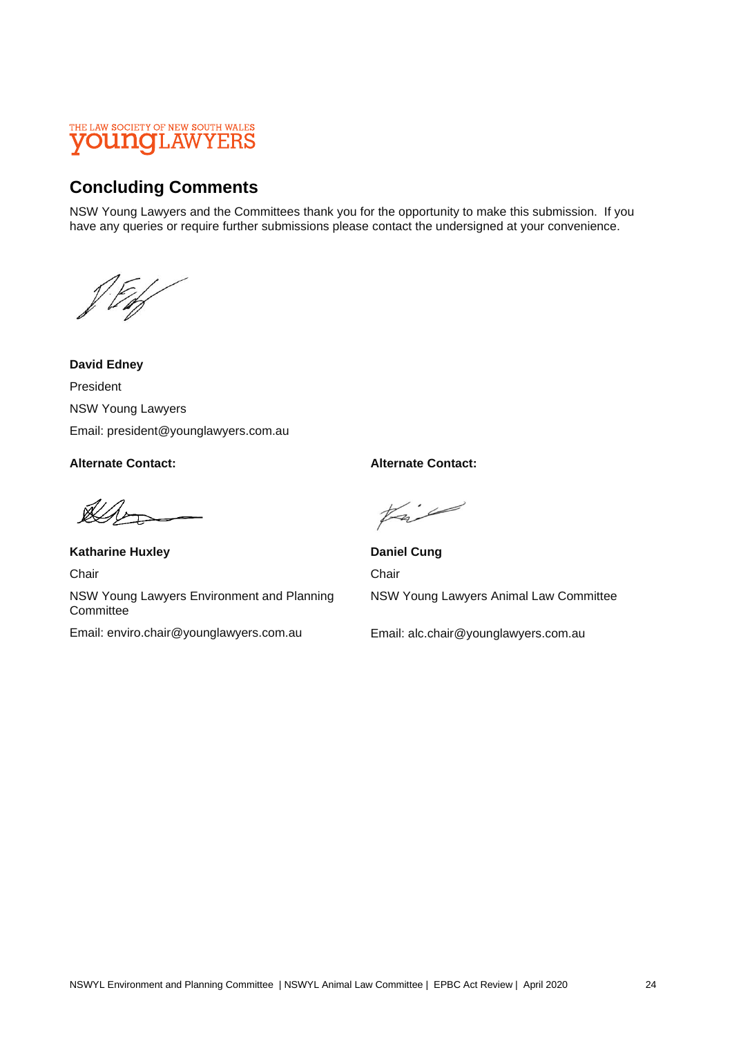## Concluding Comments

NSW Young Lawyers and the Committees thank you for the opportunity to make this submission. If you have any queries or require further submissions please contact the undersigned at your convenience.

**David Edney**

President

NSW Young Lawyers

Email: president@younglawyers.com.au

**Alternate Contact:**

**Katharine Huxley**

Chair

NSW Young Lawyers Environment and Planning Committee

Email: enviro.chair@younglawyers.com.au

**Alternate Contact:**

**Daniel Cung**

Chair

NSW Young Lawyers Animal Law Committee

Email: alc.chair@younglawyers.com.au